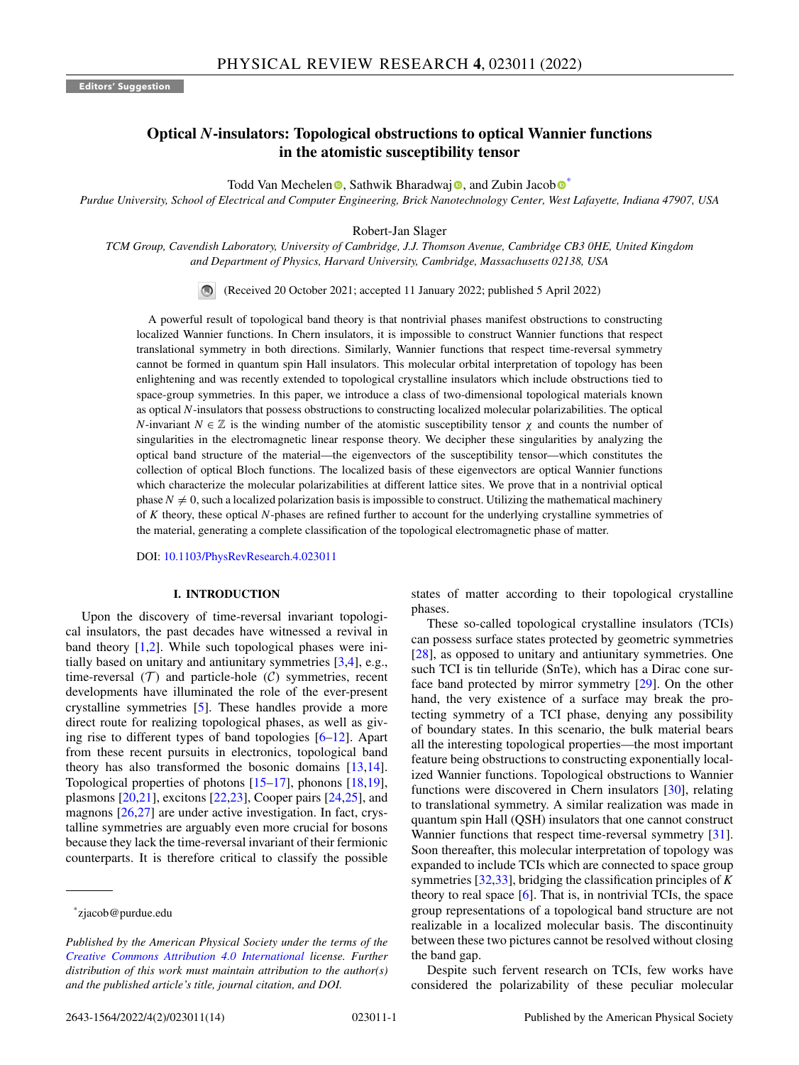Editors' Suggestion

# Optical $N$-insulators: Topological obstructions to optical Wannier functions in the atomistic susceptibility tensor

Todd Van Mechelen, Sathwik Bharadwaj, and Zubin Jacob[*]

*Purdue University, School of Electrical and Computer Engineering, Brick Nanotechnology Center, West Lafayette, Indiana 47907, USA*

Robert-Jan Slager

*TCM Group, Cavendish Laboratory, University of Cambridge, J.J. Thomson Avenue, Cambridge CB3 0HE, United Kingdom and Department of Physics, Harvard University, Cambridge, Massachusetts 02138, USA*

(Received 20 October 2021; accepted 11 January 2022; published 5 April 2022)

A powerful result of topological band theory is that nontrivial phases manifest obstructions to constructing localized Wannier functions. In Chern insulators, it is impossible to construct Wannier functions that respect translational symmetry in both directions. Similarly, Wannier functions that respect time-reversal symmetry cannot be formed in quantum spin Hall insulators. This molecular orbital interpretation of topology has been enlightening and was recently extended to topological crystalline insulators which include obstructions tied to space-group symmetries. In this paper, we introduce a class of two-dimensional topological materials known as optical $N$-insulators that possess obstructions to constructing localized molecular polarizabilities. The optical $N$-invariant $N \in \mathbb{Z}$ is the winding number of the atomistic susceptibility tensor $\chi$ and counts the number of singularities in the electromagnetic linear response theory. We decipher these singularities by analyzing the optical band structure of the material—the eigenvectors of the susceptibility tensor—which constitutes the collection of optical Bloch functions. The localized basis of these eigenvectors are optical Wannier functions which characterize the molecular polarizabilities at different lattice sites. We prove that in a nontrivial optical phase $N \neq 0$, such a localized polarization basis is impossible to construct. Utilizing the mathematical machinery of $K$ theory, these optical $N$-phases are refined further to account for the underlying crystalline symmetries of the material, generating a complete classification of the topological electromagnetic phase of matter.

DOI: 10.1103/PhysRevResearch.4.023011

## I. INTRODUCTION

Upon the discovery of time-reversal invariant topological insulators, the past decades have witnessed a revival in band theory [1,2]. While such topological phases were initially based on unitary and antiunitary symmetries [3,4], e.g., time-reversal ($\mathcal{T}$) and particle-hole ($\mathcal{C}$) symmetries, recent developments have illuminated the role of the ever-present crystalline symmetries [5]. These handles provide a more direct route for realizing topological phases, as well as giving rise to different types of band topologies [6–12]. Apart from these recent pursuits in electronics, topological band theory has also transformed the bosonic domains [13,14]. Topological properties of photons [15–17], phonons [18,19], plasmons [20,21], excitons [22,23], Cooper pairs [24,25], and magnons [26,27] are under active investigation. In fact, crystalline symmetries are arguably even more crucial for bosons because they lack the time-reversal invariant of their fermionic counterparts. It is therefore critical to classify the possible states of matter according to their topological crystalline phases.

These so-called topological crystalline insulators (TCIs) can possess surface states protected by geometric symmetries [28], as opposed to unitary and antiunitary symmetries. One such TCI is tin telluride (SnTe), which has a Dirac cone surface band protected by mirror symmetry [29]. On the other hand, the very existence of a surface may break the protecting symmetry of a TCI phase, denying any possibility of boundary states. In this scenario, the bulk material bears all the interesting topological properties—the most important feature being obstructions to constructing exponentially localized Wannier functions. Topological obstructions to Wannier functions were discovered in Chern insulators [30], relating to translational symmetry. A similar realization was made in quantum spin Hall (QSH) insulators that one cannot construct Wannier functions that respect time-reversal symmetry [31]. Soon thereafter, this molecular interpretation of topology was expanded to include TCIs which are connected to space group symmetries [32,33], bridging the classification principles of $K$ theory to real space [6]. That is, in nontrivial TCIs, the space group representations of a topological band structure are not realizable in a localized molecular basis. The discontinuity between these two pictures cannot be resolved without closing the band gap.

Despite such fervent research on TCIs, few works have considered the polarizability of these peculiar molecular

---

[*]zjacob@purdue.edu

*Published by the American Physical Society under the terms of the Creative Commons Attribution 4.0 International license. Further distribution of this work must maintain attribution to the author(s) and the published article's title, journal citation, and DOI.*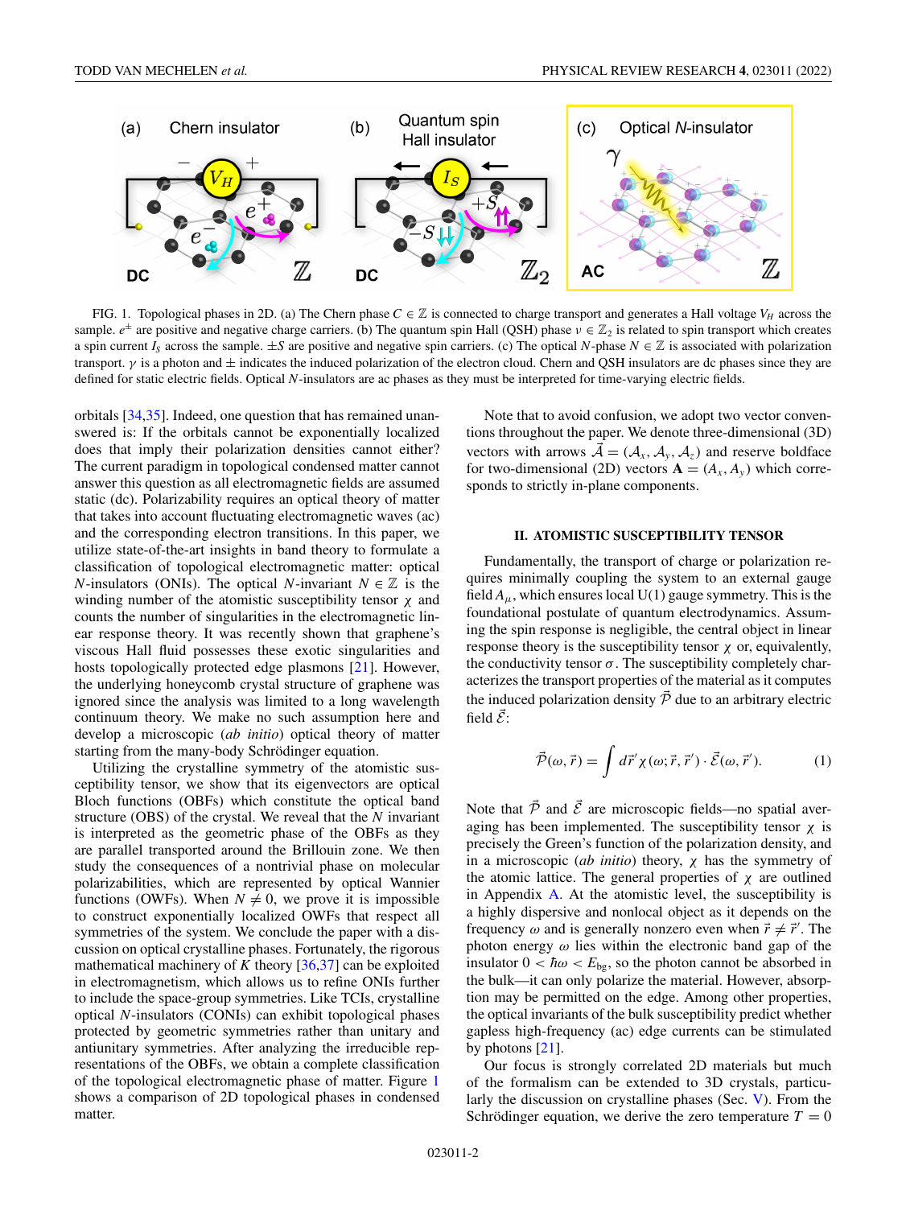FIG. 1. Topological phases in 2D. (a) The Chern phase $C \in \mathbb{Z}$ is connected to charge transport and generates a Hall voltage $V_H$ across the sample. $e^{\pm}$ are positive and negative charge carriers. (b) The quantum spin Hall (QSH) phase $\nu \in \mathbb{Z}_2$ is related to spin transport which creates a spin current $I_S$ across the sample. $\pm S$ are positive and negative spin carriers. (c) The optical $N$-phase $N \in \mathbb{Z}$ is associated with polarization transport. $\gamma$ is a photon and $\pm$ indicates the induced polarization of the electron cloud. Chern and QSH insulators are dc phases since they are defined for static electric fields. Optical $N$-insulators are ac phases as they must be interpreted for time-varying electric fields.

orbitals [34,35]. Indeed, one question that has remained unanswered is: If the orbitals cannot be exponentially localized does that imply their polarization densities cannot either? The current paradigm in topological condensed matter cannot answer this question as all electromagnetic fields are assumed static (dc). Polarizability requires an optical theory of matter that takes into account fluctuating electromagnetic waves (ac) and the corresponding electron transitions. In this paper, we utilize state-of-the-art insights in band theory to formulate a classification of topological electromagnetic matter: optical $N$-insulators (ONIs). The optical $N$-invariant $N \in \mathbb{Z}$ is the winding number of the atomistic susceptibility tensor $\chi$ and counts the number of singularities in the electromagnetic linear response theory. It was recently shown that graphene's viscous Hall fluid possesses these exotic singularities and hosts topologically protected edge plasmons [21]. However, the underlying honeycomb crystal structure of graphene was ignored since the analysis was limited to a long wavelength continuum theory. We make no such assumption here and develop a microscopic (*ab initio*) optical theory of matter starting from the many-body Schrödinger equation.

Utilizing the crystalline symmetry of the atomistic susceptibility tensor, we show that its eigenvectors are optical Bloch functions (OBFs) which constitute the optical band structure (OBS) of the crystal. We reveal that the $N$ invariant is interpreted as the geometric phase of the OBFs as they are parallel transported around the Brillouin zone. We then study the consequences of a nontrivial phase on molecular polarizabilities, which are represented by optical Wannier functions (OWFs). When $N \neq 0$, we prove it is impossible to construct exponentially localized OWFs that respect all symmetries of the system. We conclude the paper with a discussion on optical crystalline phases. Fortunately, the rigorous mathematical machinery of $K$ theory [36,37] can be exploited in electromagnetism, which allows us to refine ONIs further to include the space-group symmetries. Like TCIs, crystalline optical $N$-insulators (CONIs) can exhibit topological phases protected by geometric symmetries rather than unitary and antiunitary symmetries. After analyzing the irreducible representations of the OBFs, we obtain a complete classification of the topological electromagnetic phase of matter. Figure 1 shows a comparison of 2D topological phases in condensed matter.

Note that to avoid confusion, we adopt two vector conventions throughout the paper. We denote three-dimensional (3D) vectors with arrows $\vec{\mathcal{A}} = (\mathcal{A}_x, \mathcal{A}_y, \mathcal{A}_z)$ and reserve boldface for two-dimensional (2D) vectors $\mathbf{A} = (A_x, A_y)$ which corresponds to strictly in-plane components.

## II. ATOMISTIC SUSCEPTIBILITY TENSOR

Fundamentally, the transport of charge or polarization requires minimally coupling the system to an external gauge field $A_\mu$, which ensures local U(1) gauge symmetry. This is the foundational postulate of quantum electrodynamics. Assuming the spin response is negligible, the central object in linear response theory is the susceptibility tensor $\chi$ or, equivalently, the conductivity tensor $\sigma$. The susceptibility completely characterizes the transport properties of the material as it computes the induced polarization density $\vec{\mathcal{P}}$ due to an arbitrary electric field $\vec{\mathcal{E}}$:

$$\vec{\mathcal{P}}(\omega, \vec{r}) = \int d\vec{r}'\, \chi(\omega; \vec{r}, \vec{r}') \cdot \vec{\mathcal{E}}(\omega, \vec{r}'). \tag{1}$$

Note that $\vec{\mathcal{P}}$ and $\vec{\mathcal{E}}$ are microscopic fields—no spatial averaging has been implemented. The susceptibility tensor $\chi$ is precisely the Green's function of the polarization density, and in a microscopic (*ab initio*) theory, $\chi$ has the symmetry of the atomic lattice. The general properties of $\chi$ are outlined in Appendix A. At the atomistic level, the susceptibility is a highly dispersive and nonlocal object as it depends on the frequency $\omega$ and is generally nonzero even when $\vec{r} \neq \vec{r}'$. The photon energy $\omega$ lies within the electronic band gap of the insulator $0 < \hbar\omega < E_{\rm bg}$, so the photon cannot be absorbed in the bulk—it can only polarize the material. However, absorption may be permitted on the edge. Among other properties, the optical invariants of the bulk susceptibility predict whether gapless high-frequency (ac) edge currents can be stimulated by photons [21].

Our focus is strongly correlated 2D materials but much of the formalism can be extended to 3D crystals, particularly the discussion on crystalline phases (Sec. V). From the Schrödinger equation, we derive the zero temperature $T = 0$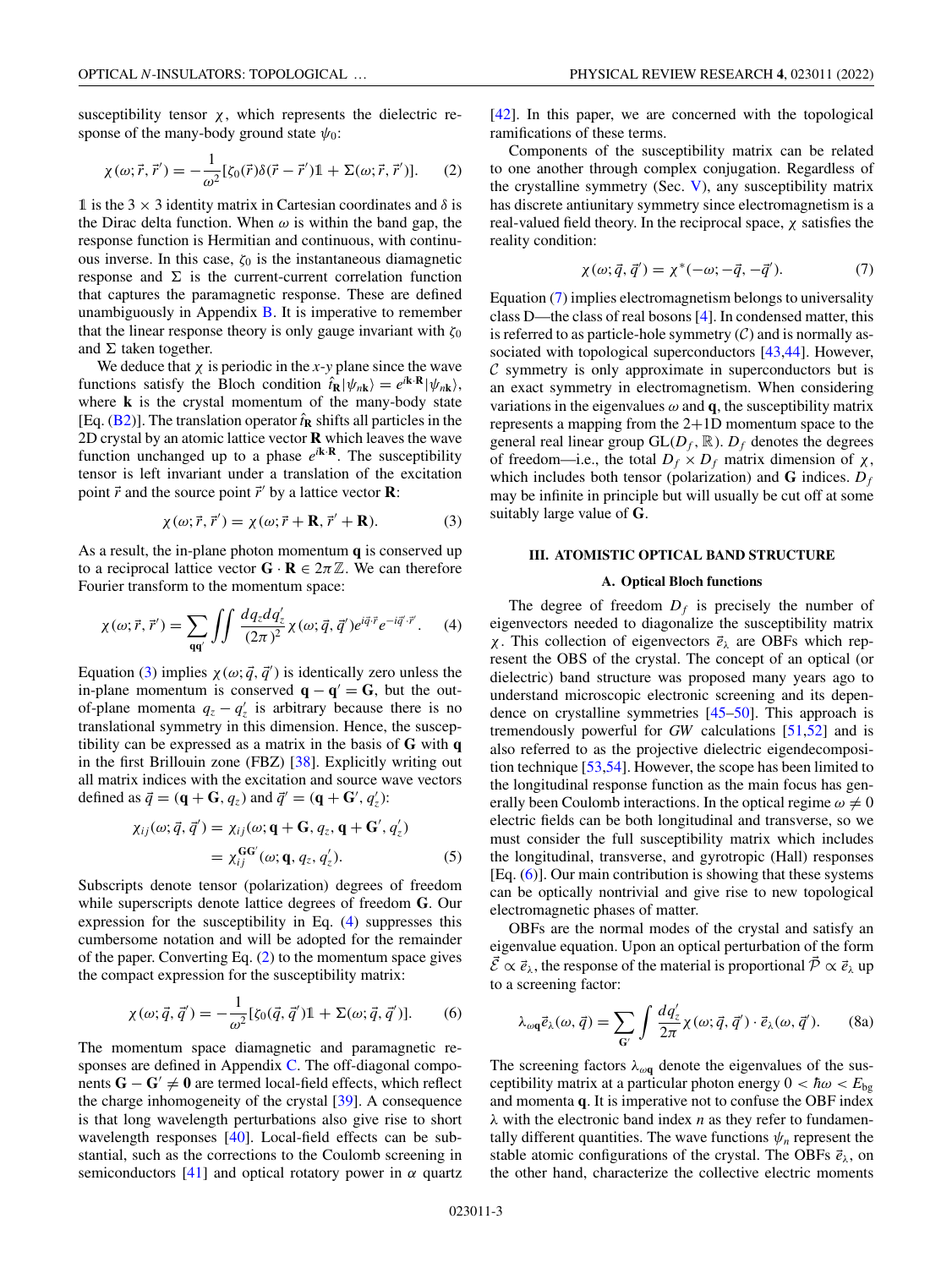susceptibility tensor $\chi$, which represents the dielectric response of the many-body ground state $\psi_0$:

$$\chi(\omega;\vec{r},\vec{r}') = -\frac{1}{\omega^2}[\zeta_0(\vec{r})\delta(\vec{r}-\vec{r}')\mathbb{1} + \Sigma(\omega;\vec{r},\vec{r}')]. \tag{2}$$

$\mathbb{1}$ is the $3\times 3$ identity matrix in Cartesian coordinates and $\delta$ is the Dirac delta function. When $\omega$ is within the band gap, the response function is Hermitian and continuous, with continuous inverse. In this case, $\zeta_0$ is the instantaneous diamagnetic response and $\Sigma$ is the current-current correlation function that captures the paramagnetic response. These are defined unambiguously in Appendix B. It is imperative to remember that the linear response theory is only gauge invariant with $\zeta_0$ and $\Sigma$ taken together.

We deduce that $\chi$ is periodic in the $x$-$y$ plane since the wave functions satisfy the Bloch condition $\hat{t}_{\mathbf{R}}|\psi_{n\mathbf{k}}\rangle = e^{i\mathbf{k}\cdot\mathbf{R}}|\psi_{n\mathbf{k}}\rangle$, where $\mathbf{k}$ is the crystal momentum of the many-body state [Eq. (B2)]. The translation operator $\hat{t}_{\mathbf{R}}$ shifts all particles in the 2D crystal by an atomic lattice vector $\mathbf{R}$ which leaves the wave function unchanged up to a phase $e^{i\mathbf{k}\cdot\mathbf{R}}$. The susceptibility tensor is left invariant under a translation of the excitation point $\vec{r}$ and the source point $\vec{r}'$ by a lattice vector $\mathbf{R}$:

$$\chi(\omega;\vec{r},\vec{r}') = \chi(\omega;\vec{r}+\mathbf{R},\vec{r}'+\mathbf{R}). \tag{3}$$

As a result, the in-plane photon momentum $\mathbf{q}$ is conserved up to a reciprocal lattice vector $\mathbf{G}\cdot\mathbf{R}\in 2\pi\mathbb{Z}$. We can therefore Fourier transform to the momentum space:

$$\chi(\omega;\vec{r},\vec{r}') = \sum_{\mathbf{q}\mathbf{q}'}\iint\frac{dq_z dq_z'}{(2\pi)^2}\chi(\omega;\vec{q},\vec{q}')e^{i\vec{q}\cdot\vec{r}}e^{-i\vec{q}'\cdot\vec{r}'}. \tag{4}$$

Equation (3) implies $\chi(\omega;\vec{q},\vec{q}')$ is identically zero unless the in-plane momentum is conserved $\mathbf{q}-\mathbf{q}'=\mathbf{G}$, but the out-of-plane momenta $q_z - q_z'$ is arbitrary because there is no translational symmetry in this dimension. Hence, the susceptibility can be expressed as a matrix in the basis of $\mathbf{G}$ with $\mathbf{q}$ in the first Brillouin zone (FBZ) [38]. Explicitly writing out all matrix indices with the excitation and source wave vectors defined as $\vec{q}=(\mathbf{q}+\mathbf{G},q_z)$ and $\vec{q}'=(\mathbf{q}+\mathbf{G}',q_z')$:

$$\begin{aligned}\chi_{ij}(\omega;\vec{q},\vec{q}') &= \chi_{ij}(\omega;\mathbf{q}+\mathbf{G},q_z,\mathbf{q}+\mathbf{G}',q_z') \\ &= \chi_{ij}^{\mathbf{G}\mathbf{G}'}(\omega;\mathbf{q},q_z,q_z').\end{aligned} \tag{5}$$

Subscripts denote tensor (polarization) degrees of freedom while superscripts denote lattice degrees of freedom $\mathbf{G}$. Our expression for the susceptibility in Eq. (4) suppresses this cumbersome notation and will be adopted for the remainder of the paper. Converting Eq. (2) to the momentum space gives the compact expression for the susceptibility matrix:

$$\chi(\omega;\vec{q},\vec{q}') = -\frac{1}{\omega^2}[\zeta_0(\vec{q},\vec{q}')\mathbb{1} + \Sigma(\omega;\vec{q},\vec{q}')]. \tag{6}$$

The momentum space diamagnetic and paramagnetic responses are defined in Appendix C. The off-diagonal components $\mathbf{G}-\mathbf{G}'\neq\mathbf{0}$ are termed local-field effects, which reflect the charge inhomogeneity of the crystal [39]. A consequence is that long wavelength perturbations also give rise to short wavelength responses [40]. Local-field effects can be substantial, such as the corrections to the Coulomb screening in semiconductors [41] and optical rotatory power in $\alpha$ quartz [42]. In this paper, we are concerned with the topological ramifications of these terms.

Components of the susceptibility matrix can be related to one another through complex conjugation. Regardless of the crystalline symmetry (Sec. V), any susceptibility matrix has discrete antiunitary symmetry since electromagnetism is a real-valued field theory. In the reciprocal space, $\chi$ satisfies the reality condition:

$$\chi(\omega;\vec{q},\vec{q}') = \chi^*(-\omega;-\vec{q},-\vec{q}'). \tag{7}$$

Equation (7) implies electromagnetism belongs to universality class D—the class of real bosons [4]. In condensed matter, this is referred to as particle-hole symmetry ($\mathcal{C}$) and is normally associated with topological superconductors [43,44]. However, $\mathcal{C}$ symmetry is only approximate in superconductors but is an exact symmetry in electromagnetism. When considering variations in the eigenvalues $\omega$ and $\mathbf{q}$, the susceptibility matrix represents a mapping from the 2+1D momentum space to the general real linear group $\mathrm{GL}(D_f,\mathbb{R})$. $D_f$ denotes the degrees of freedom—i.e., the total $D_f\times D_f$ matrix dimension of $\chi$, which includes both tensor (polarization) and $\mathbf{G}$ indices. $D_f$ may be infinite in principle but will usually be cut off at some suitably large value of $\mathbf{G}$.

## III. ATOMISTIC OPTICAL BAND STRUCTURE

### A. Optical Bloch functions

The degree of freedom $D_f$ is precisely the number of eigenvectors needed to diagonalize the susceptibility matrix $\chi$. This collection of eigenvectors $\vec{e}_\lambda$ are OBFs which represent the OBS of the crystal. The concept of an optical (or dielectric) band structure was proposed many years ago to understand microscopic electronic screening and its dependence on crystalline symmetries [45–50]. This approach is tremendously powerful for *GW* calculations [51,52] and is also referred to as the projective dielectric eigendecomposition technique [53,54]. However, the scope has been limited to the longitudinal response function as the main focus has generally been Coulomb interactions. In the optical regime $\omega\neq 0$ electric fields can be both longitudinal and transverse, so we must consider the full susceptibility matrix which includes the longitudinal, transverse, and gyrotropic (Hall) responses [Eq. (6)]. Our main contribution is showing that these systems can be optically nontrivial and give rise to new topological electromagnetic phases of matter.

OBFs are the normal modes of the crystal and satisfy an eigenvalue equation. Upon an optical perturbation of the form $\vec{\mathcal{E}}\propto\vec{e}_\lambda$, the response of the material is proportional $\vec{\mathcal{P}}\propto\vec{e}_\lambda$ up to a screening factor:

$$\lambda_{\omega\mathbf{q}}\vec{e}_\lambda(\omega,\vec{q}) = \sum_{\mathbf{G}'}\int\frac{dq_z'}{2\pi}\chi(\omega;\vec{q},\vec{q}')\cdot\vec{e}_\lambda(\omega,\vec{q}'). \tag{8a}$$

The screening factors $\lambda_{\omega\mathbf{q}}$ denote the eigenvalues of the susceptibility matrix at a particular photon energy $0<\hbar\omega<E_{\text{bg}}$ and momenta $\mathbf{q}$. It is imperative not to confuse the OBF index $\lambda$ with the electronic band index $n$ as they refer to fundamentally different quantities. The wave functions $\psi_n$ represent the stable atomic configurations of the crystal. The OBFs $\vec{e}_\lambda$, on the other hand, characterize the collective electric moments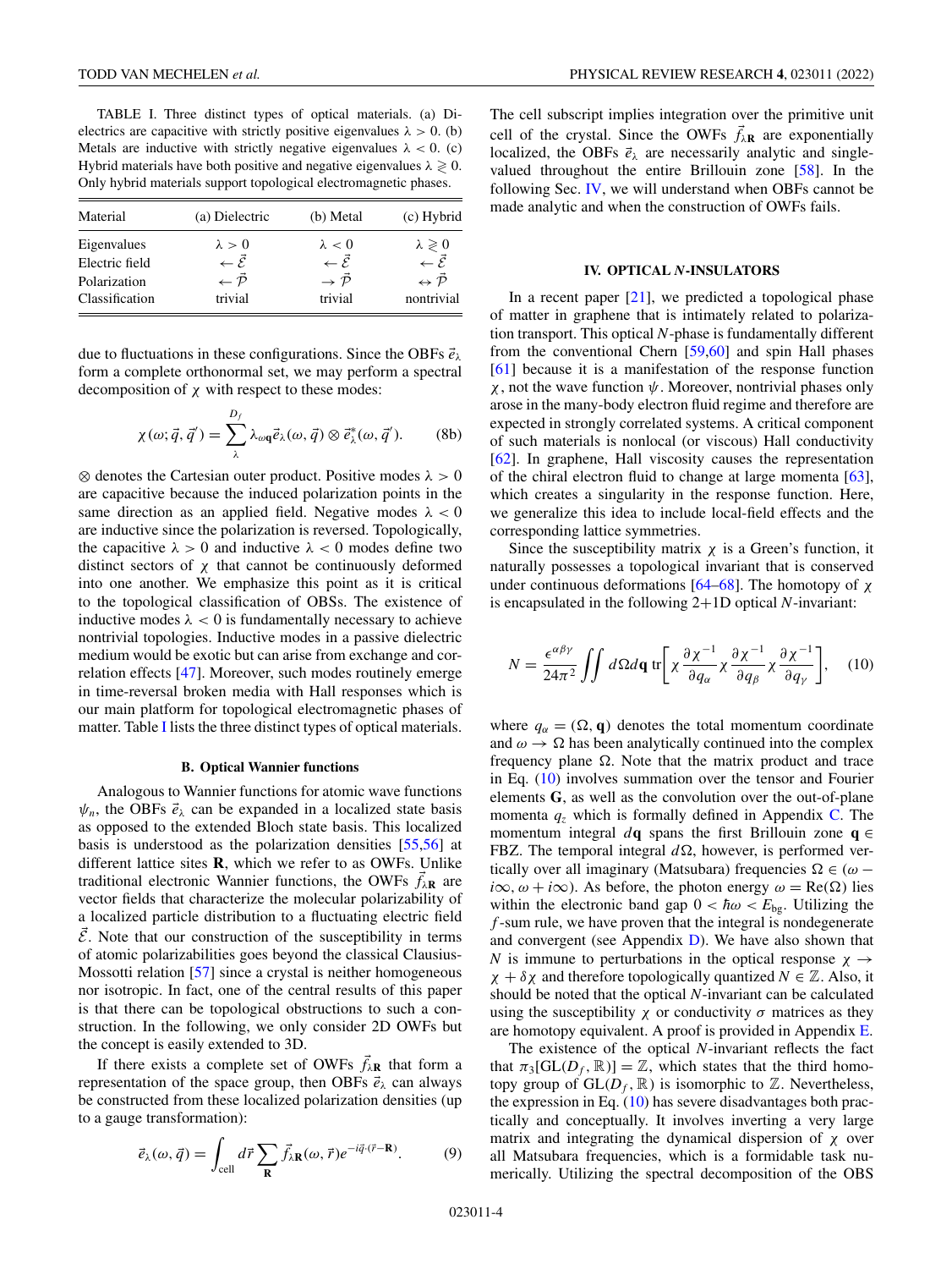TABLE I. Three distinct types of optical materials. (a) Dielectrics are capacitive with strictly positive eigenvalues $\lambda > 0$. (b) Metals are inductive with strictly negative eigenvalues $\lambda < 0$. (c) Hybrid materials have both positive and negative eigenvalues $\lambda \gtrless 0$. Only hybrid materials support topological electromagnetic phases.

| Material | (a) Dielectric | (b) Metal | (c) Hybrid |
|---|---|---|---|
| Eigenvalues | $\lambda > 0$ | $\lambda < 0$ | $\lambda \gtrless 0$ |
| Electric field | $\leftarrow \vec{\mathcal{E}}$ | $\leftarrow \vec{\mathcal{E}}$ | $\leftarrow \vec{\mathcal{E}}$ |
| Polarization | $\leftarrow \vec{\mathcal{P}}$ | $\rightarrow \vec{\mathcal{P}}$ | $\leftrightarrow \vec{\mathcal{P}}$ |
| Classification | trivial | trivial | nontrivial |

due to fluctuations in these configurations. Since the OBFs $\vec{e}_\lambda$ form a complete orthonormal set, we may perform a spectral decomposition of $\chi$ with respect to these modes:

$$\chi(\omega; \vec{q}, \vec{q}\,') = \sum_{\lambda}^{D_f} \lambda_{\omega\mathbf{q}} \vec{e}_\lambda(\omega, \vec{q}) \otimes \vec{e}^{\,*}_\lambda(\omega, \vec{q}\,'). \tag{8b}$$

$\otimes$ denotes the Cartesian outer product. Positive modes $\lambda > 0$ are capacitive because the induced polarization points in the same direction as an applied field. Negative modes $\lambda < 0$ are inductive since the polarization is reversed. Topologically, the capacitive $\lambda > 0$ and inductive $\lambda < 0$ modes define two distinct sectors of $\chi$ that cannot be continuously deformed into one another. We emphasize this point as it is critical to the topological classification of OBSs. The existence of inductive modes $\lambda < 0$ is fundamentally necessary to achieve nontrivial topologies. Inductive modes in a passive dielectric medium would be exotic but can arise from exchange and correlation effects [47]. Moreover, such modes routinely emerge in time-reversal broken media with Hall responses which is our main platform for topological electromagnetic phases of matter. Table I lists the three distinct types of optical materials.

### B. Optical Wannier functions

Analogous to Wannier functions for atomic wave functions $\psi_n$, the OBFs $\vec{e}_\lambda$ can be expanded in a localized state basis as opposed to the extended Bloch state basis. This localized basis is understood as the polarization densities [55,56] at different lattice sites $\mathbf{R}$, which we refer to as OWFs. Unlike traditional electronic Wannier functions, the OWFs $\vec{f}_{\lambda\mathbf{R}}$ are vector fields that characterize the molecular polarizability of a localized particle distribution to a fluctuating electric field $\vec{\mathcal{E}}$. Note that our construction of the susceptibility in terms of atomic polarizabilities goes beyond the classical Clausius-Mossotti relation [57] since a crystal is neither homogeneous nor isotropic. In fact, one of the central results of this paper is that there can be topological obstructions to such a construction. In the following, we only consider 2D OWFs but the concept is easily extended to 3D.

If there exists a complete set of OWFs $\vec{f}_{\lambda\mathbf{R}}$ that form a representation of the space group, then OBFs $\vec{e}_\lambda$ can always be constructed from these localized polarization densities (up to a gauge transformation):

$$\vec{e}_\lambda(\omega, \vec{q}) = \int_{\text{cell}} d\vec{r} \sum_{\mathbf{R}} \vec{f}_{\lambda\mathbf{R}}(\omega, \vec{r}) e^{-i\vec{q}\cdot(\vec{r}-\mathbf{R})}. \tag{9}$$

The cell subscript implies integration over the primitive unit cell of the crystal. Since the OWFs $\vec{f}_{\lambda\mathbf{R}}$ are exponentially localized, the OBFs $\vec{e}_\lambda$ are necessarily analytic and single-valued throughout the entire Brillouin zone [58]. In the following Sec. IV, we will understand when OBFs cannot be made analytic and when the construction of OWFs fails.

## IV. OPTICAL $N$-INSULATORS

In a recent paper [21], we predicted a topological phase of matter in graphene that is intimately related to polarization transport. This optical $N$-phase is fundamentally different from the conventional Chern [59,60] and spin Hall phases [61] because it is a manifestation of the response function $\chi$, not the wave function $\psi$. Moreover, nontrivial phases only arose in the many-body electron fluid regime and therefore are expected in strongly correlated systems. A critical component of such materials is nonlocal (or viscous) Hall conductivity [62]. In graphene, Hall viscosity causes the representation of the chiral electron fluid to change at large momenta [63], which creates a singularity in the response function. Here, we generalize this idea to include local-field effects and the corresponding lattice symmetries.

Since the susceptibility matrix $\chi$ is a Green's function, it naturally possesses a topological invariant that is conserved under continuous deformations [64–68]. The homotopy of $\chi$ is encapsulated in the following 2+1D optical $N$-invariant:

$$N = \frac{\epsilon^{\alpha\beta\gamma}}{24\pi^2} \iint d\Omega d\mathbf{q}\, \mathrm{tr}\left[\chi \frac{\partial \chi^{-1}}{\partial q_\alpha} \chi \frac{\partial \chi^{-1}}{\partial q_\beta} \chi \frac{\partial \chi^{-1}}{\partial q_\gamma}\right], \tag{10}$$

where $q_\alpha = (\Omega, \mathbf{q})$ denotes the total momentum coordinate and $\omega \to \Omega$ has been analytically continued into the complex frequency plane $\Omega$. Note that the matrix product and trace in Eq. (10) involves summation over the tensor and Fourier elements $\mathbf{G}$, as well as the convolution over the out-of-plane momenta $q_z$ which is formally defined in Appendix C. The momentum integral $d\mathbf{q}$ spans the first Brillouin zone $\mathbf{q} \in$ FBZ. The temporal integral $d\Omega$, however, is performed vertically over all imaginary (Matsubara) frequencies $\Omega \in (\omega - i\infty, \omega + i\infty)$. As before, the photon energy $\omega = \mathrm{Re}(\Omega)$ lies within the electronic band gap $0 < \hbar\omega < E_{\text{bg}}$. Utilizing the $f$-sum rule, we have proven that the integral is nondegenerate and convergent (see Appendix D). We have also shown that $N$ is immune to perturbations in the optical response $\chi \to \chi + \delta\chi$ and therefore topologically quantized $N \in \mathbb{Z}$. Also, it should be noted that the optical $N$-invariant can be calculated using the susceptibility $\chi$ or conductivity $\sigma$ matrices as they are homotopy equivalent. A proof is provided in Appendix E.

The existence of the optical $N$-invariant reflects the fact that $\pi_3[\mathrm{GL}(D_f, \mathbb{R})] = \mathbb{Z}$, which states that the third homotopy group of $\mathrm{GL}(D_f, \mathbb{R})$ is isomorphic to $\mathbb{Z}$. Nevertheless, the expression in Eq. (10) has severe disadvantages both practically and conceptually. It involves inverting a very large matrix and integrating the dynamical dispersion of $\chi$ over all Matsubara frequencies, which is a formidable task numerically. Utilizing the spectral decomposition of the OBS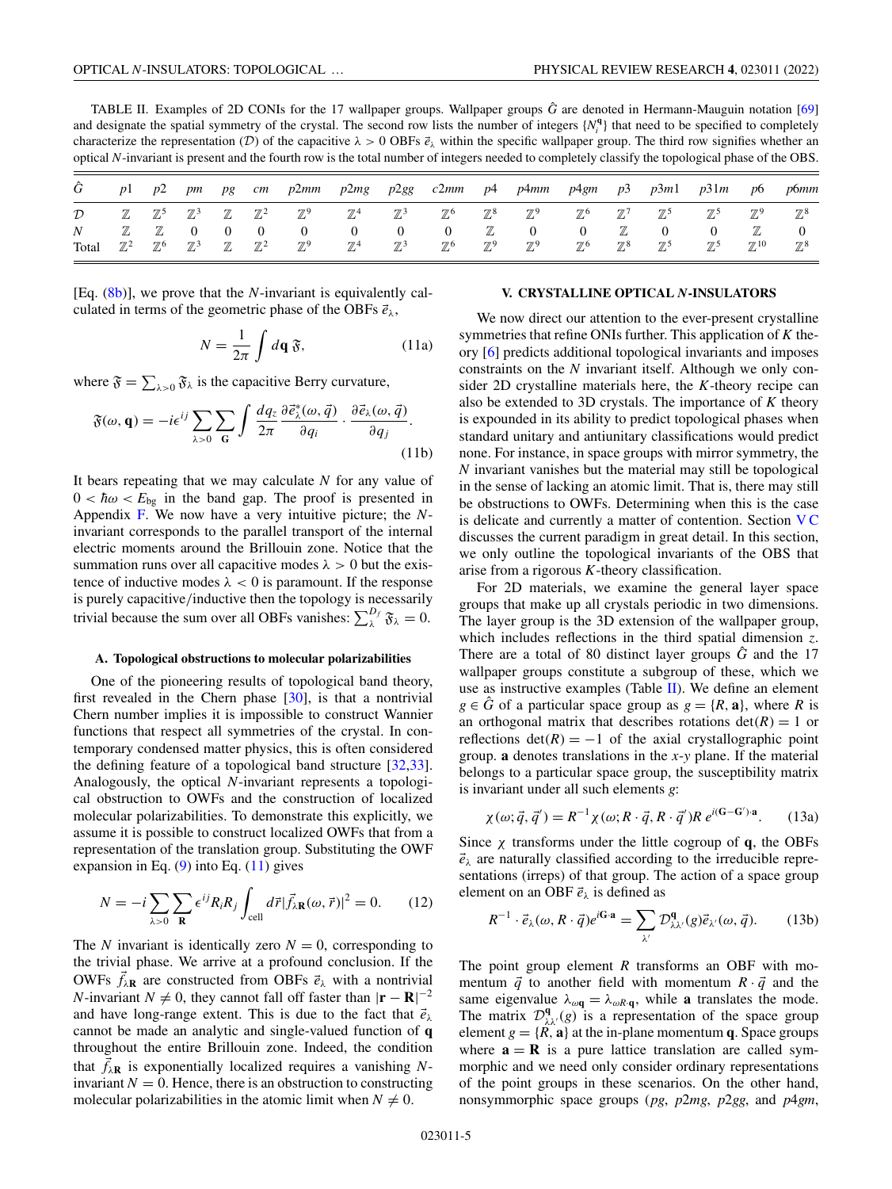TABLE II. Examples of 2D CONIs for the 17 wallpaper groups. Wallpaper groups $\hat{G}$ are denoted in Hermann-Mauguin notation [69] and designate the spatial symmetry of the crystal. The second row lists the number of integers $\{N_i^{\mathbf{q}}\}$ that need to be specified to completely characterize the representation ($\mathcal{D}$) of the capacitive $\lambda > 0$ OBFs $\vec{e}_\lambda$ within the specific wallpaper group. The third row signifies whether an optical $N$-invariant is present and the fourth row is the total number of integers needed to completely classify the topological phase of the OBS.

| $\hat{G}$ | $p1$ | $p2$ | $pm$ | $pg$ | $cm$ | $p2mm$ | $p2mg$ | $p2gg$ | $c2mm$ | $p4$ | $p4mm$ | $p4gm$ | $p3$ | $p3m1$ | $p31m$ | $p6$ | $p6mm$ |
|---|---|---|---|---|---|---|---|---|---|---|---|---|---|---|---|---|---|
| $\mathcal{D}$ | $\mathbb{Z}$ | $\mathbb{Z}^5$ | $\mathbb{Z}^3$ | $\mathbb{Z}$ | $\mathbb{Z}^2$ | $\mathbb{Z}^9$ | $\mathbb{Z}^4$ | $\mathbb{Z}^3$ | $\mathbb{Z}^6$ | $\mathbb{Z}^8$ | $\mathbb{Z}^9$ | $\mathbb{Z}^6$ | $\mathbb{Z}^7$ | $\mathbb{Z}^5$ | $\mathbb{Z}^5$ | $\mathbb{Z}^9$ | $\mathbb{Z}^8$ |
| $N$ | $\mathbb{Z}$ | $\mathbb{Z}$ | 0 | 0 | 0 | 0 | 0 | 0 | 0 | $\mathbb{Z}$ | 0 | 0 | $\mathbb{Z}$ | 0 | 0 | $\mathbb{Z}$ | 0 |
| Total | $\mathbb{Z}^2$ | $\mathbb{Z}^6$ | $\mathbb{Z}^3$ | $\mathbb{Z}$ | $\mathbb{Z}^2$ | $\mathbb{Z}^9$ | $\mathbb{Z}^4$ | $\mathbb{Z}^3$ | $\mathbb{Z}^6$ | $\mathbb{Z}^9$ | $\mathbb{Z}^9$ | $\mathbb{Z}^6$ | $\mathbb{Z}^8$ | $\mathbb{Z}^5$ | $\mathbb{Z}^5$ | $\mathbb{Z}^{10}$ | $\mathbb{Z}^8$ |

[Eq. (8b)], we prove that the $N$-invariant is equivalently calculated in terms of the geometric phase of the OBFs $\vec{e}_\lambda$,

$$N = \frac{1}{2\pi}\int d\mathbf{q}\,\mathfrak{F}, \tag{11a}$$

where $\mathfrak{F} = \sum_{\lambda>0}\mathfrak{F}_\lambda$ is the capacitive Berry curvature,

$$\mathfrak{F}(\omega, \mathbf{q}) = -i\epsilon^{ij}\sum_{\lambda>0}\sum_{\mathbf{G}}\int\frac{dq_z}{2\pi}\frac{\partial\vec{e}^{\,*}_\lambda(\omega,\vec{q})}{\partial q_i}\cdot\frac{\partial\vec{e}_\lambda(\omega,\vec{q})}{\partial q_j}. \tag{11b}$$

It bears repeating that we may calculate $N$ for any value of $0 < \hbar\omega < E_{\text{bg}}$ in the band gap. The proof is presented in Appendix F. We now have a very intuitive picture; the $N$-invariant corresponds to the parallel transport of the internal electric moments around the Brillouin zone. Notice that the summation runs over all capacitive modes $\lambda > 0$ but the existence of inductive modes $\lambda < 0$ is paramount. If the response is purely capacitive/inductive then the topology is necessarily trivial because the sum over all OBFs vanishes: $\sum_\lambda^{D_f}\mathfrak{F}_\lambda = 0$.

### A. Topological obstructions to molecular polarizabilities

One of the pioneering results of topological band theory, first revealed in the Chern phase [30], is that a nontrivial Chern number implies it is impossible to construct Wannier functions that respect all symmetries of the crystal. In contemporary condensed matter physics, this is often considered the defining feature of a topological band structure [32,33]. Analogously, the optical $N$-invariant represents a topological obstruction to OWFs and the construction of localized molecular polarizabilities. To demonstrate this explicitly, we assume it is possible to construct localized OWFs that from a representation of the translation group. Substituting the OWF expansion in Eq. (9) into Eq. (11) gives

$$N = -i\sum_{\lambda>0}\sum_{\mathbf{R}}\epsilon^{ij}R_iR_j\int_{\text{cell}}d\vec{r}\,|\vec{f}_{\lambda\mathbf{R}}(\omega,\vec{r})|^2 = 0. \tag{12}$$

The $N$ invariant is identically zero $N = 0$, corresponding to the trivial phase. We arrive at a profound conclusion. If the OWFs $\vec{f}_{\lambda\mathbf{R}}$ are constructed from OBFs $\vec{e}_\lambda$ with a nontrivial $N$-invariant $N \neq 0$, they cannot fall off faster than $|\mathbf{r}-\mathbf{R}|^{-2}$ and have long-range extent. This is due to the fact that $\vec{e}_\lambda$ cannot be made an analytic and single-valued function of $\mathbf{q}$ throughout the entire Brillouin zone. Indeed, the condition that $\vec{f}_{\lambda\mathbf{R}}$ is exponentially localized requires a vanishing $N$-invariant $N = 0$. Hence, there is an obstruction to constructing molecular polarizabilities in the atomic limit when $N \neq 0$.

## V. CRYSTALLINE OPTICAL N-INSULATORS

We now direct our attention to the ever-present crystalline symmetries that refine ONIs further. This application of $K$ theory [6] predicts additional topological invariants and imposes constraints on the $N$ invariant itself. Although we only consider 2D crystalline materials here, the $K$-theory recipe can also be extended to 3D crystals. The importance of $K$ theory is expounded in its ability to predict topological phases when standard unitary and antiunitary classifications would predict none. For instance, in space groups with mirror symmetry, the $N$ invariant vanishes but the material may still be topological in the sense of lacking an atomic limit. That is, there may still be obstructions to OWFs. Determining when this is the case is delicate and currently a matter of contention. Section V C discusses the current paradigm in great detail. In this section, we only outline the topological invariants of the OBS that arise from a rigorous $K$-theory classification.

For 2D materials, we examine the general layer space groups that make up all crystals periodic in two dimensions. The layer group is the 3D extension of the wallpaper group, which includes reflections in the third spatial dimension $z$. There are a total of 80 distinct layer groups $\hat{G}$ and the 17 wallpaper groups constitute a subgroup of these, which we use as instructive examples (Table II). We define an element $g \in \hat{G}$ of a particular space group as $g = \{R, \mathbf{a}\}$, where $R$ is an orthogonal matrix that describes rotations $\det(R) = 1$ or reflections $\det(R) = -1$ of the axial crystallographic point group. $\mathbf{a}$ denotes translations in the $x$-$y$ plane. If the material belongs to a particular space group, the susceptibility matrix is invariant under all such elements $g$:

$$\chi(\omega; \vec{q}, \vec{q}^{\,\prime}) = R^{-1}\chi(\omega; R\cdot\vec{q}, R\cdot\vec{q}^{\,\prime})R\,e^{i(\mathbf{G}-\mathbf{G}')\cdot\mathbf{a}}. \tag{13a}$$

Since $\chi$ transforms under the little cogroup of $\mathbf{q}$, the OBFs $\vec{e}_\lambda$ are naturally classified according to the irreducible representations (irreps) of that group. The action of a space group element on an OBF $\vec{e}_\lambda$ is defined as

$$R^{-1}\cdot\vec{e}_\lambda(\omega, R\cdot\vec{q})e^{i\mathbf{G}\cdot\mathbf{a}} = \sum_{\lambda'}\mathcal{D}^{\mathbf{q}}_{\lambda\lambda'}(g)\vec{e}_{\lambda'}(\omega, \vec{q}). \tag{13b}$$

The point group element $R$ transforms an OBF with momentum $\vec{q}$ to another field with momentum $R\cdot\vec{q}$ and the same eigenvalue $\lambda_{\omega\mathbf{q}} = \lambda_{\omega R\cdot\mathbf{q}}$, while $\mathbf{a}$ translates the mode. The matrix $\mathcal{D}^{\mathbf{q}}_{\lambda\lambda'}(g)$ is a representation of the space group element $g = \{R, \mathbf{a}\}$ at the in-plane momentum $\mathbf{q}$. Space groups where $\mathbf{a} = \mathbf{R}$ is a pure lattice translation are called symmorphic and we need only consider ordinary representations of the point groups in these scenarios. On the other hand, nonsymmorphic space groups ($pg$, $p2mg$, $p2gg$, and $p4gm$,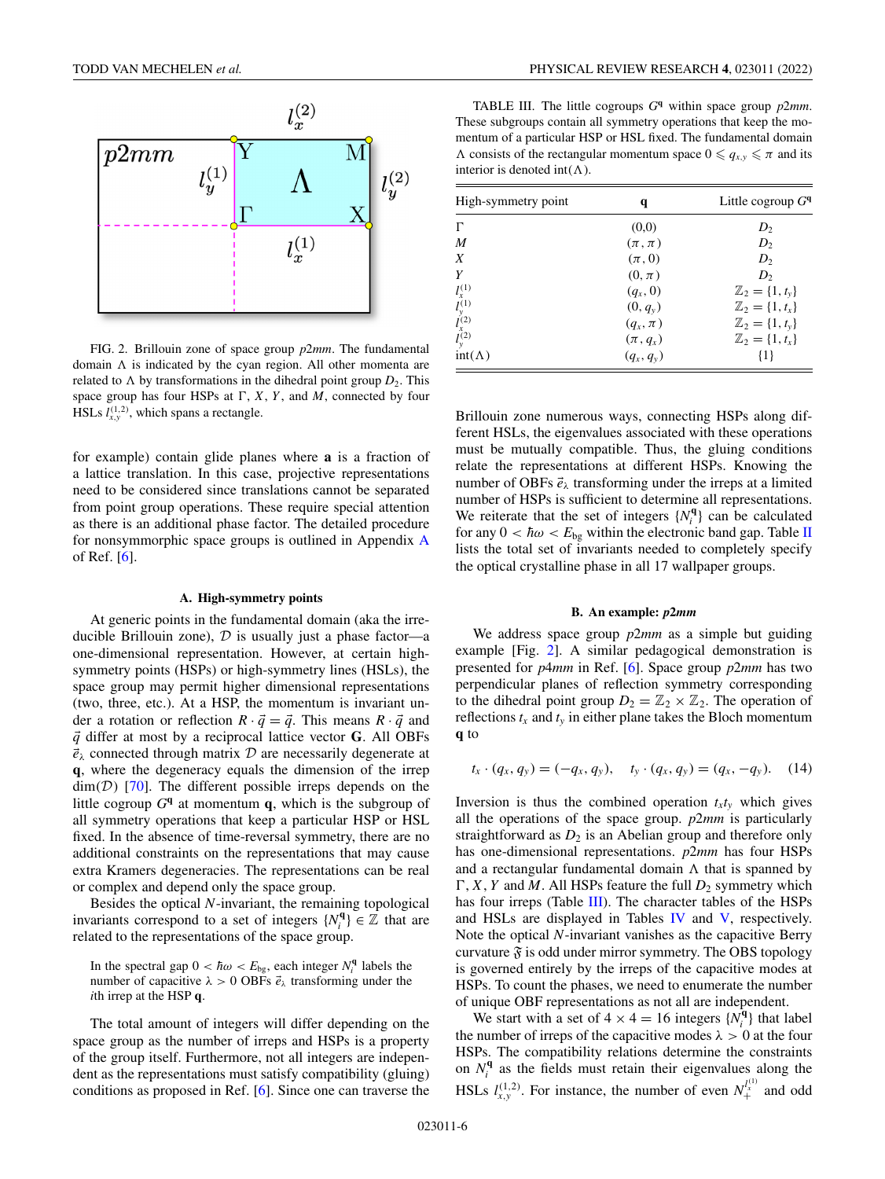FIG. 2. Brillouin zone of space group $p2mm$. The fundamental domain $\Lambda$ is indicated by the cyan region. All other momenta are related to $\Lambda$ by transformations in the dihedral point group $D_2$. This space group has four HSPs at $\Gamma$, $X$, $Y$, and $M$, connected by four HSLs $l_{x,y}^{(1,2)}$, which spans a rectangle.

for example) contain glide planes where $\mathbf{a}$ is a fraction of a lattice translation. In this case, projective representations need to be considered since translations cannot be separated from point group operations. These require special attention as there is an additional phase factor. The detailed procedure for nonsymmorphic space groups is outlined in Appendix A of Ref. [6].

### A. High-symmetry points

At generic points in the fundamental domain (aka the irreducible Brillouin zone), $\mathcal{D}$ is usually just a phase factor—a one-dimensional representation. However, at certain high-symmetry points (HSPs) or high-symmetry lines (HSLs), the space group may permit higher dimensional representations (two, three, etc.). At a HSP, the momentum is invariant under a rotation or reflection $R \cdot \vec{q} = \vec{q}$. This means $R \cdot \vec{q}$ and $\vec{q}$ differ at most by a reciprocal lattice vector $\mathbf{G}$. All OBFs $\vec{e}_\lambda$ connected through matrix $\mathcal{D}$ are necessarily degenerate at $\mathbf{q}$, where the degeneracy equals the dimension of the irrep $\dim(\mathcal{D})$ [70]. The different possible irreps depends on the little cogroup $G^{\mathbf{q}}$ at momentum $\mathbf{q}$, which is the subgroup of all symmetry operations that keep a particular HSP or HSL fixed. In the absence of time-reversal symmetry, there are no additional constraints on the representations that may cause extra Kramers degeneracies. The representations can be real or complex and depend only the space group.

Besides the optical $N$-invariant, the remaining topological invariants correspond to a set of integers $\{N_i^{\mathbf{q}}\} \in \mathbb{Z}$ that are related to the representations of the space group.

> In the spectral gap $0 < \hbar\omega < E_{\rm bg}$, each integer $N_i^{\mathbf{q}}$ labels the number of capacitive $\lambda > 0$ OBFs $\vec{e}_\lambda$ transforming under the $i$th irrep at the HSP $\mathbf{q}$.

The total amount of integers will differ depending on the space group as the number of irreps and HSPs is a property of the group itself. Furthermore, not all integers are independent as the representations must satisfy compatibility (gluing) conditions as proposed in Ref. [6]. Since one can traverse the Brillouin zone numerous ways, connecting HSPs along different HSLs, the eigenvalues associated with these operations must be mutually compatible. Thus, the gluing conditions relate the representations at different HSPs. Knowing the number of OBFs $\vec{e}_\lambda$ transforming under the irreps at a limited number of HSPs is sufficient to determine all representations. We reiterate that the set of integers $\{N_i^{\mathbf{q}}\}$ can be calculated for any $0 < \hbar\omega < E_{\rm bg}$ within the electronic band gap. Table II lists the total set of invariants needed to completely specify the optical crystalline phase in all 17 wallpaper groups.

TABLE III. The little cogroups $G^{\mathbf{q}}$ within space group $p2mm$. These subgroups contain all symmetry operations that keep the momentum of a particular HSP or HSL fixed. The fundamental domain $\Lambda$ consists of the rectangular momentum space $0 \leqslant q_{x,y} \leqslant \pi$ and its interior is denoted int($\Lambda$).

| High-symmetry point | $\mathbf{q}$ | Little cogroup $G^{\mathbf{q}}$ |
|---|---|---|
| $\Gamma$ | (0,0) | $D_2$ |
| $M$ | $(\pi, \pi)$ | $D_2$ |
| $X$ | $(\pi, 0)$ | $D_2$ |
| $Y$ | $(0, \pi)$ | $D_2$ |
| $l_x^{(1)}$ | $(q_x, 0)$ | $\mathbb{Z}_2 = \{1, t_y\}$ |
| $l_y^{(1)}$ | $(0, q_y)$ | $\mathbb{Z}_2 = \{1, t_x\}$ |
| $l_x^{(2)}$ | $(q_x, \pi)$ | $\mathbb{Z}_2 = \{1, t_y\}$ |
| $l_y^{(2)}$ | $(\pi, q_x)$ | $\mathbb{Z}_2 = \{1, t_x\}$ |
| int($\Lambda$) | $(q_x, q_y)$ | $\{1\}$ |

### B. An example: $p2mm$

We address space group $p2mm$ as a simple but guiding example [Fig. 2]. A similar pedagogical demonstration is presented for $p4mm$ in Ref. [6]. Space group $p2mm$ has two perpendicular planes of reflection symmetry corresponding to the dihedral point group $D_2 = \mathbb{Z}_2 \times \mathbb{Z}_2$. The operation of reflections $t_x$ and $t_y$ in either plane takes the Bloch momentum $\mathbf{q}$ to

$$t_x \cdot (q_x, q_y) = (-q_x, q_y), \quad t_y \cdot (q_x, q_y) = (q_x, -q_y). \quad (14)$$

Inversion is thus the combined operation $t_x t_y$ which gives all the operations of the space group. $p2mm$ is particularly straightforward as $D_2$ is an Abelian group and therefore only has one-dimensional representations. $p2mm$ has four HSPs and a rectangular fundamental domain $\Lambda$ that is spanned by $\Gamma$, $X$, $Y$ and $M$. All HSPs feature the full $D_2$ symmetry which has four irreps (Table III). The character tables of the HSPs and HSLs are displayed in Tables IV and V, respectively. Note the optical $N$-invariant vanishes as the capacitive Berry curvature $\mathfrak{F}$ is odd under mirror symmetry. The OBS topology is governed entirely by the irreps of the capacitive modes at HSPs. To count the phases, we need to enumerate the number of unique OBF representations as not all are independent.

We start with a set of $4 \times 4 = 16$ integers $\{N_i^{\mathbf{q}}\}$ that label the number of irreps of the capacitive modes $\lambda > 0$ at the four HSPs. The compatibility relations determine the constraints on $N_i^{\mathbf{q}}$ as the fields must retain their eigenvalues along the HSLs $l_{x,y}^{(1,2)}$. For instance, the number of even $N_+^{l_x^{(1)}}$ and odd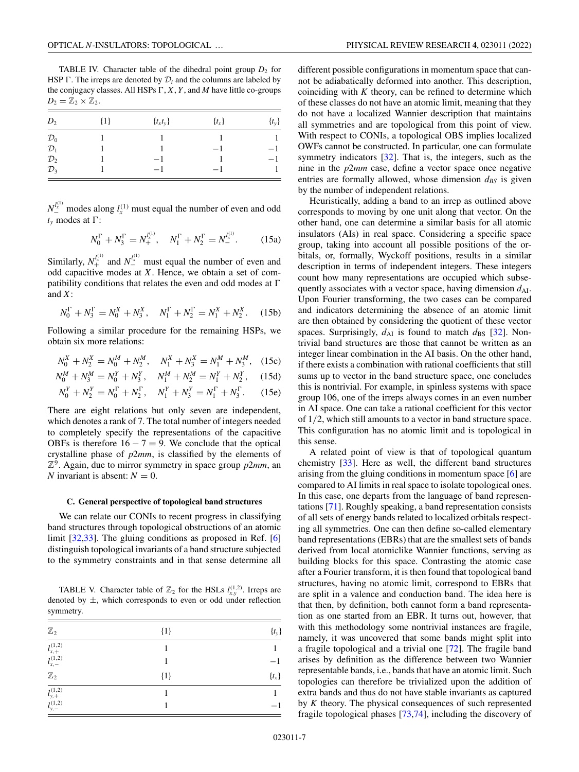TABLE IV. Character table of the dihedral point group $D_2$ for HSP $\Gamma$. The irreps are denoted by $\mathcal{D}_i$ and the columns are labeled by the conjugacy classes. All HSPs $\Gamma, X, Y$, and $M$ have little co-groups $D_2 = \mathbb{Z}_2 \times \mathbb{Z}_2$.

| $D_2$ | $\{1\}$ | $\{t_x t_y\}$ | $\{t_x\}$ | $\{t_y\}$ |
|---|---|---|---|---|
| $\mathcal{D}_0$ | 1 | 1 | 1 | 1 |
| $\mathcal{D}_1$ | 1 | 1 | $-1$ | $-1$ |
| $\mathcal{D}_2$ | 1 | $-1$ | 1 | $-1$ |
| $\mathcal{D}_3$ | 1 | $-1$ | $-1$ | 1 |

$N_-^{l_x^{(1)}}$ modes along $l_x^{(1)}$ must equal the number of even and odd $t_y$ modes at $\Gamma$:

$$N_0^\Gamma + N_3^\Gamma = N_+^{l_x^{(1)}}, \quad N_1^\Gamma + N_2^\Gamma = N_-^{l_x^{(1)}}. \tag{15a}$$

Similarly, $N_+^{l_x^{(1)}}$ and $N_-^{l_x^{(1)}}$ must equal the number of even and odd capacitive modes at $X$. Hence, we obtain a set of compatibility conditions that relates the even and odd modes at $\Gamma$ and $X$:

$$N_0^\Gamma + N_3^\Gamma = N_0^X + N_3^X, \quad N_1^\Gamma + N_2^\Gamma = N_1^X + N_2^X. \tag{15b}$$

Following a similar procedure for the remaining HSPs, we obtain six more relations:

$$N_0^X + N_2^X = N_0^M + N_2^M, \quad N_1^X + N_3^X = N_1^M + N_3^M, \tag{15c}$$

$$N_0^M + N_3^M = N_0^Y + N_3^Y, \quad N_1^M + N_2^M = N_1^Y + N_2^Y, \tag{15d}$$

$$N_0^Y + N_2^Y = N_0^\Gamma + N_2^\Gamma, \quad N_1^Y + N_3^Y = N_1^\Gamma + N_3^\Gamma. \tag{15e}$$

There are eight relations but only seven are independent, which denotes a rank of 7. The total number of integers needed to completely specify the representations of the capacitive OBFs is therefore $16 - 7 = 9$. We conclude that the optical crystalline phase of *p2mm*, is classified by the elements of $\mathbb{Z}^9$. Again, due to mirror symmetry in space group *p2mm*, an $N$ invariant is absent: $N = 0$.

### C. General perspective of topological band structures

We can relate our CONIs to recent progress in classifying band structures through topological obstructions of an atomic limit [32,33]. The gluing conditions as proposed in Ref. [6] distinguish topological invariants of a band structure subjected to the symmetry constraints and in that sense determine all

TABLE V. Character table of $\mathbb{Z}_2$ for the HSLs $l_{x,y}^{(1,2)}$. Irreps are denoted by $\pm$, which corresponds to even or odd under reflection symmetry.

| $\mathbb{Z}_2$ | $\{1\}$ | $\{t_y\}$ |
|---|---|---|
| $l_{x,+}^{(1,2)}$ | 1 | 1 |
| $l_{x,-}^{(1,2)}$ | 1 | $-1$ |
| $\mathbb{Z}_2$ | $\{1\}$ | $\{t_x\}$ |
| $l_{y,+}^{(1,2)}$ | 1 | 1 |
| $l_{y,-}^{(1,2)}$ | 1 | $-1$ |

different possible configurations in momentum space that cannot be adiabatically deformed into another. This description, coinciding with $K$ theory, can be refined to determine which of these classes do not have an atomic limit, meaning that they do not have a localized Wannier description that maintains all symmetries and are topological from this point of view. With respect to CONIs, a topological OBS implies localized OWFs cannot be constructed. In particular, one can formulate symmetry indicators [32]. That is, the integers, such as the nine in the *p2mm* case, define a vector space once negative entries are formally allowed, whose dimension $d_{BS}$ is given by the number of independent relations.

Heuristically, adding a band to an irrep as outlined above corresponds to moving by one unit along that vector. On the other hand, one can determine a similar basis for all atomic insulators (AIs) in real space. Considering a specific space group, taking into account all possible positions of the orbitals, or, formally, Wyckoff positions, results in a similar description in terms of independent integers. These integers count how many representations are occupied which subsequently associates with a vector space, having dimension $d_{\mathrm{AI}}$. Upon Fourier transforming, the two cases can be compared and indicators determining the absence of an atomic limit are then obtained by considering the quotient of these vector spaces. Surprisingly, $d_{\mathrm{AI}}$ is found to match $d_{\mathrm{BS}}$ [32]. Nontrivial band structures are those that cannot be written as an integer linear combination in the AI basis. On the other hand, if there exists a combination with rational coefficients that still sums up to vector in the band structure space, one concludes this is nontrivial. For example, in spinless systems with space group 106, one of the irreps always comes in an even number in AI space. One can take a rational coefficient for this vector of 1/2, which still amounts to a vector in band structure space. This configuration has no atomic limit and is topological in this sense.

A related point of view is that of topological quantum chemistry [33]. Here as well, the different band structures arising from the gluing conditions in momentum space [6] are compared to AI limits in real space to isolate topological ones. In this case, one departs from the language of band representations [71]. Roughly speaking, a band representation consists of all sets of energy bands related to localized orbitals respecting all symmetries. One can then define so-called elementary band representations (EBRs) that are the smallest sets of bands derived from local atomiclike Wannier functions, serving as building blocks for this space. Contrasting the atomic case after a Fourier transform, it is then found that topological band structures, having no atomic limit, correspond to EBRs that are split in a valence and conduction band. The idea here is that then, by definition, both cannot form a band representation as one started from an EBR. It turns out, however, that with this methodology some nontrivial instances are fragile, namely, it was uncovered that some bands might split into a fragile topological and a trivial one [72]. The fragile band arises by definition as the difference between two Wannier representable bands, i.e., bands that have an atomic limit. Such topologies can therefore be trivialized upon the addition of extra bands and thus do not have stable invariants as captured by $K$ theory. The physical consequences of such represented fragile topological phases [73,74], including the discovery of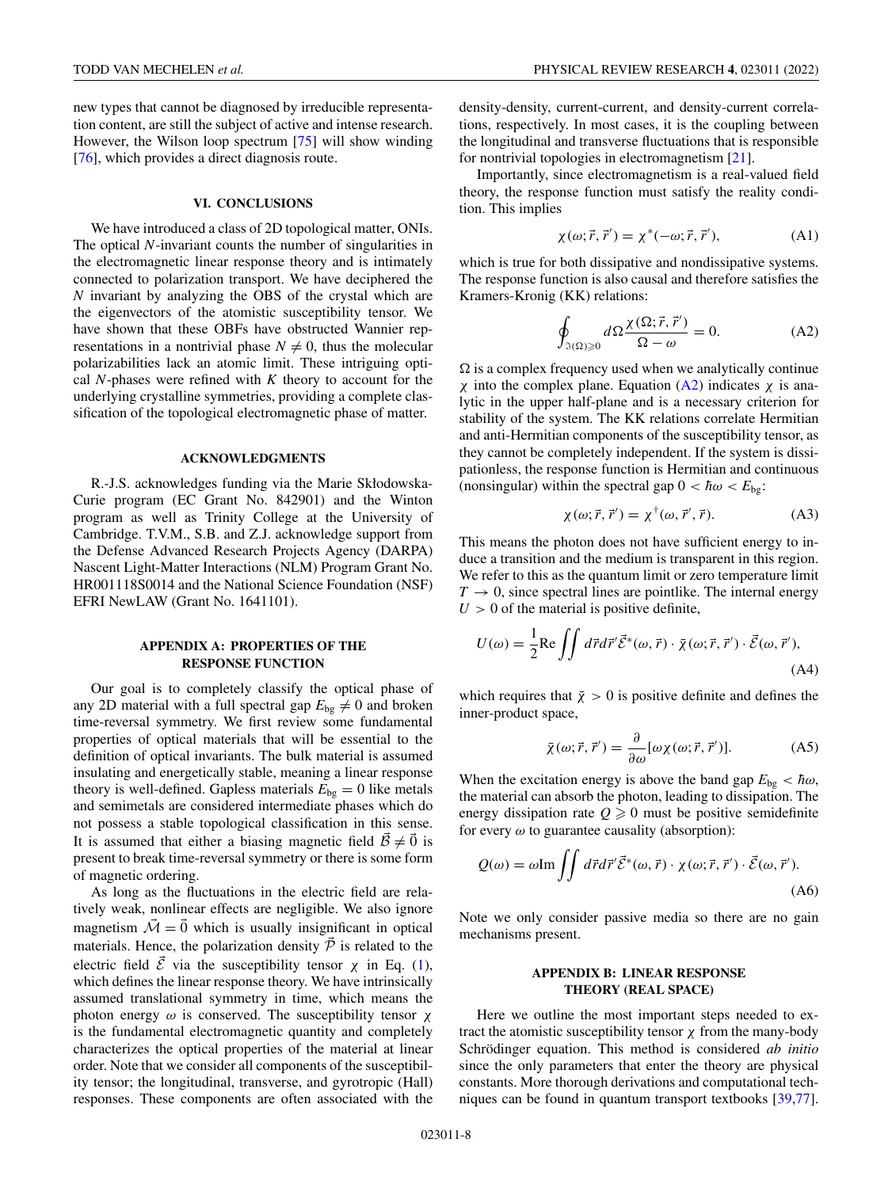new types that cannot be diagnosed by irreducible representation content, are still the subject of active and intense research. However, the Wilson loop spectrum [75] will show winding [76], which provides a direct diagnosis route.

## VI. CONCLUSIONS

We have introduced a class of 2D topological matter, ONIs. The optical $N$-invariant counts the number of singularities in the electromagnetic linear response theory and is intimately connected to polarization transport. We have deciphered the $N$ invariant by analyzing the OBS of the crystal which are the eigenvectors of the atomistic susceptibility tensor. We have shown that these OBFs have obstructed Wannier representations in a nontrivial phase $N \neq 0$, thus the molecular polarizabilities lack an atomic limit. These intriguing optical $N$-phases were refined with $K$ theory to account for the underlying crystalline symmetries, providing a complete classification of the topological electromagnetic phase of matter.

## ACKNOWLEDGMENTS

R.-J.S. acknowledges funding via the Marie Skłodowska-Curie program (EC Grant No. 842901) and the Winton program as well as Trinity College at the University of Cambridge. T.V.M., S.B. and Z.J. acknowledge support from the Defense Advanced Research Projects Agency (DARPA) Nascent Light-Matter Interactions (NLM) Program Grant No. HR001118S0014 and the National Science Foundation (NSF) EFRI NewLAW (Grant No. 1641101).

## APPENDIX A: PROPERTIES OF THE RESPONSE FUNCTION

Our goal is to completely classify the optical phase of any 2D material with a full spectral gap $E_{\text{bg}} \neq 0$ and broken time-reversal symmetry. We first review some fundamental properties of optical materials that will be essential to the definition of optical invariants. The bulk material is assumed insulating and energetically stable, meaning a linear response theory is well-defined. Gapless materials $E_{\text{bg}} = 0$ like metals and semimetals are considered intermediate phases which do not possess a stable topological classification in this sense. It is assumed that either a biasing magnetic field $\vec{\mathcal{B}} \neq \vec{0}$ is present to break time-reversal symmetry or there is some form of magnetic ordering.

As long as the fluctuations in the electric field are relatively weak, nonlinear effects are negligible. We also ignore magnetism $\vec{\mathcal{M}} = \vec{0}$ which is usually insignificant in optical materials. Hence, the polarization density $\vec{\mathcal{P}}$ is related to the electric field $\vec{\mathcal{E}}$ via the susceptibility tensor $\chi$ in Eq. (1), which defines the linear response theory. We have intrinsically assumed translational symmetry in time, which means the photon energy $\omega$ is conserved. The susceptibility tensor $\chi$ is the fundamental electromagnetic quantity and completely characterizes the optical properties of the material at linear order. Note that we consider all components of the susceptibility tensor; the longitudinal, transverse, and gyrotropic (Hall) responses. These components are often associated with the density-density, current-current, and density-current correlations, respectively. In most cases, it is the coupling between the longitudinal and transverse fluctuations that is responsible for nontrivial topologies in electromagnetism [21].

Importantly, since electromagnetism is a real-valued field theory, the response function must satisfy the reality condition. This implies

$$\chi(\omega; \vec{r}, \vec{r}') = \chi^*(-\omega; \vec{r}, \vec{r}'), \tag{A1}$$

which is true for both dissipative and nondissipative systems. The response function is also causal and therefore satisfies the Kramers-Kronig (KK) relations:

$$\oint_{\Im(\Omega)\geqslant 0} d\Omega \frac{\chi(\Omega; \vec{r}, \vec{r}')}{\Omega - \omega} = 0. \tag{A2}$$

$\Omega$ is a complex frequency used when we analytically continue $\chi$ into the complex plane. Equation (A2) indicates $\chi$ is analytic in the upper half-plane and is a necessary criterion for stability of the system. The KK relations correlate Hermitian and anti-Hermitian components of the susceptibility tensor, as they cannot be completely independent. If the system is dissipationless, the response function is Hermitian and continuous (nonsingular) within the spectral gap $0 < \hbar\omega < E_{\text{bg}}$:

$$\chi(\omega; \vec{r}, \vec{r}') = \chi^{\dagger}(\omega, \vec{r}', \vec{r}). \tag{A3}$$

This means the photon does not have sufficient energy to induce a transition and the medium is transparent in this region. We refer to this as the quantum limit or zero temperature limit $T \to 0$, since spectral lines are pointlike. The internal energy $U > 0$ of the material is positive definite,

$$U(\omega) = \frac{1}{2}\text{Re} \iint d\vec{r} d\vec{r}' \vec{\mathcal{E}}^*(\omega, \vec{r}) \cdot \bar{\chi}(\omega; \vec{r}, \vec{r}') \cdot \vec{\mathcal{E}}(\omega, \vec{r}'), \tag{A4}$$

which requires that $\bar{\chi} > 0$ is positive definite and defines the inner-product space,

$$\bar{\chi}(\omega; \vec{r}, \vec{r}') = \frac{\partial}{\partial \omega}[\omega \chi(\omega; \vec{r}, \vec{r}')]. \tag{A5}$$

When the excitation energy is above the band gap $E_{\text{bg}} < \hbar\omega$, the material can absorb the photon, leading to dissipation. The energy dissipation rate $Q \geqslant 0$ must be positive semidefinite for every $\omega$ to guarantee causality (absorption):

$$Q(\omega) = \omega \text{Im} \iint d\vec{r} d\vec{r}' \vec{\mathcal{E}}^*(\omega, \vec{r}) \cdot \chi(\omega; \vec{r}, \vec{r}') \cdot \vec{\mathcal{E}}(\omega, \vec{r}'). \tag{A6}$$

Note we only consider passive media so there are no gain mechanisms present.

## APPENDIX B: LINEAR RESPONSE THEORY (REAL SPACE)

Here we outline the most important steps needed to extract the atomistic susceptibility tensor $\chi$ from the many-body Schrödinger equation. This method is considered *ab initio* since the only parameters that enter the theory are physical constants. More thorough derivations and computational techniques can be found in quantum transport textbooks [39,77].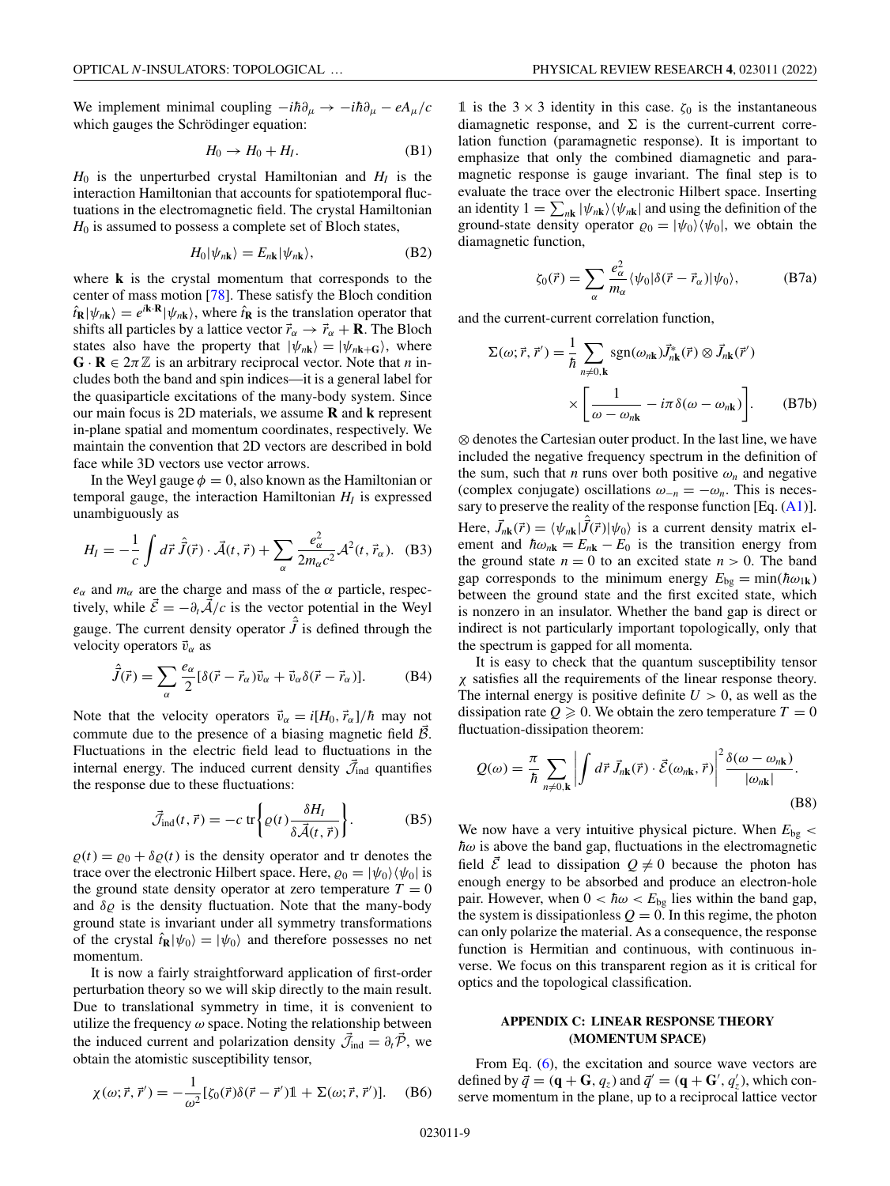We implement minimal coupling $-i\hbar\partial_\mu \rightarrow -i\hbar\partial_\mu - eA_\mu/c$ which gauges the Schrödinger equation:

$$H_0 \rightarrow H_0 + H_I. \tag{B1}$$

$H_0$ is the unperturbed crystal Hamiltonian and $H_I$ is the interaction Hamiltonian that accounts for spatiotemporal fluctuations in the electromagnetic field. The crystal Hamiltonian $H_0$ is assumed to possess a complete set of Bloch states,

$$H_0|\psi_{n\mathbf{k}}\rangle = E_{n\mathbf{k}}|\psi_{n\mathbf{k}}\rangle, \tag{B2}$$

where $\mathbf{k}$ is the crystal momentum that corresponds to the center of mass motion [78]. These satisfy the Bloch condition $\hat{t}_\mathbf{R}|\psi_{n\mathbf{k}}\rangle = e^{i\mathbf{k}\cdot\mathbf{R}}|\psi_{n\mathbf{k}}\rangle$, where $\hat{t}_\mathbf{R}$ is the translation operator that shifts all particles by a lattice vector $\vec{r}_\alpha \rightarrow \vec{r}_\alpha + \mathbf{R}$. The Bloch states also have the property that $|\psi_{n\mathbf{k}}\rangle = |\psi_{n\mathbf{k}+\mathbf{G}}\rangle$, where $\mathbf{G}\cdot\mathbf{R} \in 2\pi\mathbb{Z}$ is an arbitrary reciprocal vector. Note that $n$ includes both the band and spin indices—it is a general label for the quasiparticle excitations of the many-body system. Since our main focus is 2D materials, we assume $\mathbf{R}$ and $\mathbf{k}$ represent in-plane spatial and momentum coordinates, respectively. We maintain the convention that 2D vectors are described in bold face while 3D vectors use vector arrows.

In the Weyl gauge $\phi = 0$, also known as the Hamiltonian or temporal gauge, the interaction Hamiltonian $H_I$ is expressed unambiguously as

$$H_I = -\frac{1}{c}\int d\vec{r}\,\hat{\vec{J}}(\vec{r})\cdot\vec{\mathcal{A}}(t,\vec{r}) + \sum_\alpha \frac{e_\alpha^2}{2m_\alpha c^2}\mathcal{A}^2(t,\vec{r}_\alpha). \tag{B3}$$

$e_\alpha$ and $m_\alpha$ are the charge and mass of the $\alpha$ particle, respectively, while $\vec{\mathcal{E}} = -\partial_t\vec{\mathcal{A}}/c$ is the vector potential in the Weyl gauge. The current density operator $\hat{\vec{J}}$ is defined through the velocity operators $\vec{v}_\alpha$ as

$$\hat{\vec{J}}(\vec{r}) = \sum_\alpha \frac{e_\alpha}{2}[\delta(\vec{r}-\vec{r}_\alpha)\vec{v}_\alpha + \vec{v}_\alpha\delta(\vec{r}-\vec{r}_\alpha)]. \tag{B4}$$

Note that the velocity operators $\vec{v}_\alpha = i[H_0,\vec{r}_\alpha]/\hbar$ may not commute due to the presence of a biasing magnetic field $\vec{\mathcal{B}}$. Fluctuations in the electric field lead to fluctuations in the internal energy. The induced current density $\vec{\mathcal{J}}_{\text{ind}}$ quantifies the response due to these fluctuations:

$$\vec{\mathcal{J}}_{\text{ind}}(t,\vec{r}) = -c\,\text{tr}\left\{\varrho(t)\frac{\delta H_I}{\delta\vec{\mathcal{A}}(t,\vec{r})}\right\}. \tag{B5}$$

$\varrho(t) = \varrho_0 + \delta\varrho(t)$ is the density operator and tr denotes the trace over the electronic Hilbert space. Here, $\varrho_0 = |\psi_0\rangle\langle\psi_0|$ is the ground state density operator at zero temperature $T = 0$ and $\delta\varrho$ is the density fluctuation. Note that the many-body ground state is invariant under all symmetry transformations of the crystal $\hat{t}_\mathbf{R}|\psi_0\rangle = |\psi_0\rangle$ and therefore possesses no net momentum.

It is now a fairly straightforward application of first-order perturbation theory so we will skip directly to the main result. Due to translational symmetry in time, it is convenient to utilize the frequency $\omega$ space. Noting the relationship between the induced current and polarization density $\vec{\mathcal{J}}_{\text{ind}} = \partial_t\vec{\mathcal{P}}$, we obtain the atomistic susceptibility tensor,

$$\chi(\omega;\vec{r},\vec{r}') = -\frac{1}{\omega^2}[\zeta_0(\vec{r})\delta(\vec{r}-\vec{r}')\mathbb{1} + \Sigma(\omega;\vec{r},\vec{r}')]. \tag{B6}$$

$\mathbb{1}$ is the $3\times3$ identity in this case. $\zeta_0$ is the instantaneous diamagnetic response, and $\Sigma$ is the current-current correlation function (paramagnetic response). It is important to emphasize that only the combined diamagnetic and paramagnetic response is gauge invariant. The final step is to evaluate the trace over the electronic Hilbert space. Inserting an identity $1 = \sum_{n\mathbf{k}}|\psi_{n\mathbf{k}}\rangle\langle\psi_{n\mathbf{k}}|$ and using the definition of the ground-state density operator $\varrho_0 = |\psi_0\rangle\langle\psi_0|$, we obtain the diamagnetic function,

$$\zeta_0(\vec{r}) = \sum_\alpha \frac{e_\alpha^2}{m_\alpha}\langle\psi_0|\delta(\vec{r}-\vec{r}_\alpha)|\psi_0\rangle, \tag{B7a}$$

and the current-current correlation function,

$$\Sigma(\omega;\vec{r},\vec{r}') = \frac{1}{\hbar}\sum_{n\neq0,\mathbf{k}}\text{sgn}(\omega_{n\mathbf{k}})\vec{J}^*_{n\mathbf{k}}(\vec{r})\otimes\vec{J}_{n\mathbf{k}}(\vec{r}') \times\left[\frac{1}{\omega-\omega_{n\mathbf{k}}} - i\pi\delta(\omega-\omega_{n\mathbf{k}})\right]. \tag{B7b}$$

$\otimes$ denotes the Cartesian outer product. In the last line, we have included the negative frequency spectrum in the definition of the sum, such that $n$ runs over both positive $\omega_n$ and negative (complex conjugate) oscillations $\omega_{-n} = -\omega_n$. This is necessary to preserve the reality of the response function [Eq. (A1)]. Here, $\vec{J}_{n\mathbf{k}}(\vec{r}) = \langle\psi_{n\mathbf{k}}|\hat{\vec{J}}(\vec{r})|\psi_0\rangle$ is a current density matrix element and $\hbar\omega_{n\mathbf{k}} = E_{n\mathbf{k}} - E_0$ is the transition energy from the ground state $n = 0$ to an excited state $n > 0$. The band gap corresponds to the minimum energy $E_{\text{bg}} = \min(\hbar\omega_{1\mathbf{k}})$ between the ground state and the first excited state, which is nonzero in an insulator. Whether the band gap is direct or indirect is not particularly important topologically, only that the spectrum is gapped for all momenta.

It is easy to check that the quantum susceptibility tensor $\chi$ satisfies all the requirements of the linear response theory. The internal energy is positive definite $U > 0$, as well as the dissipation rate $Q \geqslant 0$. We obtain the zero temperature $T = 0$ fluctuation-dissipation theorem:

$$Q(\omega) = \frac{\pi}{\hbar}\sum_{n\neq0,\mathbf{k}}\left|\int d\vec{r}\,\vec{J}_{n\mathbf{k}}(\vec{r})\cdot\vec{\mathcal{E}}(\omega_{n\mathbf{k}},\vec{r})\right|^2\frac{\delta(\omega-\omega_{n\mathbf{k}})}{|\omega_{n\mathbf{k}}|}. \tag{B8}$$

We now have a very intuitive physical picture. When $E_{\text{bg}} < \hbar\omega$ is above the band gap, fluctuations in the electromagnetic field $\vec{\mathcal{E}}$ lead to dissipation $Q \neq 0$ because the photon has enough energy to be absorbed and produce an electron-hole pair. However, when $0 < \hbar\omega < E_{\text{bg}}$ lies within the band gap, the system is dissipationless $Q = 0$. In this regime, the photon can only polarize the material. As a consequence, the response function is Hermitian and continuous, with continuous inverse. We focus on this transparent region as it is critical for optics and the topological classification.

## APPENDIX C: LINEAR RESPONSE THEORY (MOMENTUM SPACE)

From Eq. (6), the excitation and source wave vectors are defined by $\vec{q} = (\mathbf{q}+\mathbf{G}, q_z)$ and $\vec{q}' = (\mathbf{q}+\mathbf{G}', q_z')$, which conserve momentum in the plane, up to a reciprocal lattice vector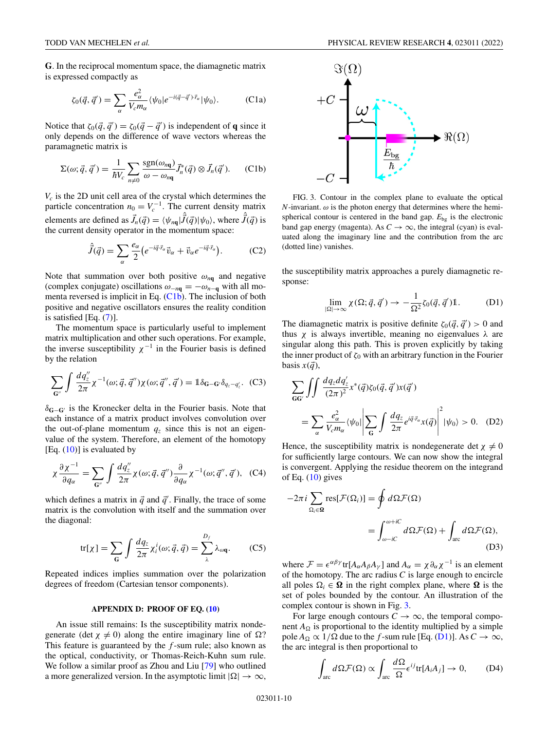**G**. In the reciprocal momentum space, the diamagnetic matrix is expressed compactly as

$$\zeta_0(\vec{q}, \vec{q}') = \sum_\alpha \frac{e_\alpha^2}{V_c m_\alpha} \langle \psi_0 | e^{-i(\vec{q}-\vec{q}')\cdot\vec{r}_\alpha} | \psi_0 \rangle. \tag{C1a}$$

Notice that $\zeta_0(\vec{q}, \vec{q}') = \zeta_0(\vec{q} - \vec{q}')$ is independent of $\mathbf{q}$ since it only depends on the difference of wave vectors whereas the paramagnetic matrix is

$$\Sigma(\omega; \vec{q}, \vec{q}') = \frac{1}{\hbar V_c} \sum_{n\neq 0} \frac{\text{sgn}(\omega_{n\mathbf{q}})}{\omega - \omega_{n\mathbf{q}}} \vec{J}_n^*(\vec{q}) \otimes \vec{J}_n(\vec{q}'). \tag{C1b}$$

$V_c$ is the 2D unit cell area of the crystal which determines the particle concentration $n_0 = V_c^{-1}$. The current density matrix elements are defined as $\vec{J}_n(\vec{q}) = \langle \psi_{n\mathbf{q}} | \hat{\vec{J}}(\vec{q}) | \psi_0 \rangle$, where $\hat{\vec{J}}(\vec{q})$ is the current density operator in the momentum space:

$$\hat{\vec{J}}(\vec{q}) = \sum_\alpha \frac{e_\alpha}{2} \left( e^{-i\vec{q}\cdot\vec{r}_\alpha} \vec{v}_\alpha + \vec{v}_\alpha e^{-i\vec{q}\cdot\vec{r}_\alpha} \right). \tag{C2}$$

Note that summation over both positive $\omega_{n\mathbf{q}}$ and negative (complex conjugate) oscillations $\omega_{-n\mathbf{q}} = -\omega_{n-\mathbf{q}}$ with all momenta reversed is implicit in Eq. (C1b). The inclusion of both positive and negative oscillators ensures the reality condition is satisfied [Eq. (7)].

The momentum space is particularly useful to implement matrix multiplication and other such operations. For example, the inverse susceptibility $\chi^{-1}$ in the Fourier basis is defined by the relation

$$\sum_{\mathbf{G}''} \int \frac{dq_z''}{2\pi} \chi^{-1}(\omega; \vec{q}, \vec{q}'') \chi(\omega; \vec{q}'', \vec{q}') = \mathbb{1}\delta_{\mathbf{G}-\mathbf{G}'} \delta_{q_z - q_z'}. \tag{C3}$$

$\delta_{\mathbf{G}-\mathbf{G}'}$ is the Kronecker delta in the Fourier basis. Note that each instance of a matrix product involves convolution over the out-of-plane momentum $q_z$ since this is not an eigenvalue of the system. Therefore, an element of the homotopy [Eq. (10)] is evaluated by

$$\chi \frac{\partial \chi^{-1}}{\partial q_\alpha} = \sum_{\mathbf{G}''} \int \frac{dq_z''}{2\pi} \chi(\omega; \vec{q}, \vec{q}'') \frac{\partial}{\partial q_\alpha} \chi^{-1}(\omega; \vec{q}'', \vec{q}'), \tag{C4}$$

which defines a matrix in $\vec{q}$ and $\vec{q}'$. Finally, the trace of some matrix is the convolution with itself and the summation over the diagonal:

$$\text{tr}[\chi] = \sum_{\mathbf{G}} \int \frac{dq_z}{2\pi} \chi_i^i(\omega; \vec{q}, \vec{q}) = \sum_\lambda^{D_f} \lambda_{\omega\mathbf{q}}. \tag{C5}$$

Repeated indices implies summation over the polarization degrees of freedom (Cartesian tensor components).

## APPENDIX D: PROOF OF EQ. (10)

An issue still remains: Is the susceptibility matrix nondegenerate ($\det \chi \neq 0$) along the entire imaginary line of $\Omega$? This feature is guaranteed by the $f$-sum rule; also known as the optical, conductivity, or Thomas-Reich-Kuhn sum rule. We follow a similar proof as Zhou and Liu [79] who outlined a more generalized version. In the asymptotic limit $|\Omega| \to \infty$, the susceptibility matrix approaches a purely diamagnetic response:

$$\lim_{|\Omega|\to\infty} \chi(\Omega; \vec{q}, \vec{q}') \to -\frac{1}{\Omega^2} \zeta_0(\vec{q}, \vec{q}')\mathbb{1}. \tag{D1}$$

The diamagnetic matrix is positive definite $\zeta_0(\vec{q}, \vec{q}') > 0$ and thus $\chi$ is always invertible, meaning no eigenvalues $\lambda$ are singular along this path. This is proven explicitly by taking the inner product of $\zeta_0$ with an arbitrary function in the Fourier basis $x(\vec{q})$,

$$\sum_{\mathbf{G}\mathbf{G}'} \iint \frac{dq_z dq_z'}{(2\pi)^2} x^*(\vec{q}) \zeta_0(\vec{q}, \vec{q}') x(\vec{q}')$$
$$= \sum_\alpha \frac{e_\alpha^2}{V_c m_\alpha} \langle \psi_0 | \left| \sum_{\mathbf{G}} \int \frac{dq_z}{2\pi} e^{i\vec{q}\cdot\vec{r}_\alpha} x(\vec{q}) \right|^2 | \psi_0 \rangle > 0. \tag{D2}$$

Hence, the susceptibility matrix is nondegenerate $\det \chi \neq 0$ for sufficiently large contours. We can now show the integral is convergent. Applying the residue theorem on the integrand of Eq. (10) gives

$$-2\pi i \sum_{\Omega_i \in \mathbf{\Omega}} \text{res}[\mathcal{F}(\Omega_i)] = \oint d\Omega \mathcal{F}(\Omega)$$
$$= \int_{\omega - iC}^{\omega + iC} d\Omega \mathcal{F}(\Omega) + \int_{\text{arc}} d\Omega \mathcal{F}(\Omega), \tag{D3}$$

where $\mathcal{F} = \epsilon^{\alpha\beta\gamma} \text{tr}[A_\alpha A_\beta A_\gamma]$ and $A_\alpha = \chi \partial_\alpha \chi^{-1}$ is an element of the homotopy. The arc radius $C$ is large enough to encircle all poles $\Omega_i \in \mathbf{\Omega}$ in the right complex plane, where $\mathbf{\Omega}$ is the set of poles bounded by the contour. An illustration of the complex contour is shown in Fig. 3.

FIG. 3. Contour in the complex plane to evaluate the optical $N$-invariant. $\omega$ is the photon energy that determines where the hemi-spherical contour is centered in the band gap. $E_{\text{bg}}$ is the electronic band gap energy (magenta). As $C \to \infty$, the integral (cyan) is evaluated along the imaginary line and the contribution from the arc (dotted line) vanishes.

For large enough contours $C \to \infty$, the temporal component $A_\Omega$ is proportional to the identity multiplied by a simple pole $A_\Omega \propto 1/\Omega$ due to the $f$-sum rule [Eq. (D1)]. As $C \to \infty$, the arc integral is then proportional to

$$\int_{\text{arc}} d\Omega \mathcal{F}(\Omega) \propto \int_{\text{arc}} \frac{d\Omega}{\Omega} \epsilon^{ij} \text{tr}[A_i A_j] \to 0, \tag{D4}$$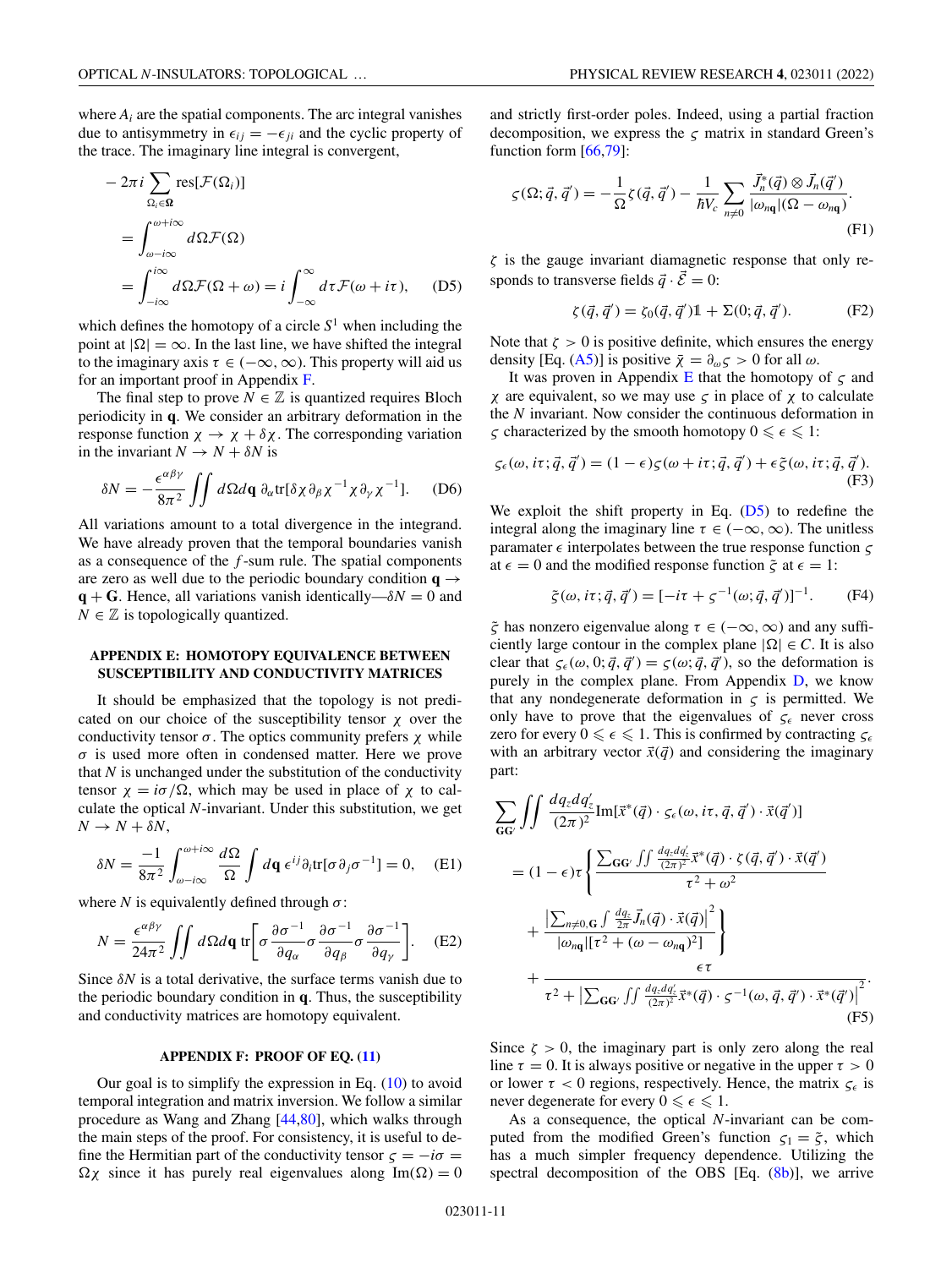where $A_i$ are the spatial components. The arc integral vanishes due to antisymmetry in $\epsilon_{ij} = -\epsilon_{ji}$ and the cyclic property of the trace. The imaginary line integral is convergent,

$$
\begin{aligned}
&-2\pi i \sum_{\Omega_i \in \boldsymbol{\Omega}} \text{res}[\mathcal{F}(\Omega_i)] \\
&= \int_{\omega - i\infty}^{\omega + i\infty} d\Omega \mathcal{F}(\Omega) \\
&= \int_{-i\infty}^{i\infty} d\Omega \mathcal{F}(\Omega + \omega) = i \int_{-\infty}^{\infty} d\tau \mathcal{F}(\omega + i\tau), \qquad \text{(D5)}
\end{aligned}
$$

which defines the homotopy of a circle $S^1$ when including the point at $|\Omega| = \infty$. In the last line, we have shifted the integral to the imaginary axis $\tau \in (-\infty, \infty)$. This property will aid us for an important proof in Appendix F.

The final step to prove $N \in \mathbb{Z}$ is quantized requires Bloch periodicity in $\mathbf{q}$. We consider an arbitrary deformation in the response function $\chi \to \chi + \delta\chi$. The corresponding variation in the invariant $N \to N + \delta N$ is

$$
\delta N = -\frac{\epsilon^{\alpha\beta\gamma}}{8\pi^2} \iint d\Omega d\mathbf{q}\, \partial_\alpha \text{tr}[\delta\chi \partial_\beta \chi^{-1} \chi \partial_\gamma \chi^{-1}]. \qquad \text{(D6)}
$$

All variations amount to a total divergence in the integrand. We have already proven that the temporal boundaries vanish as a consequence of the $f$-sum rule. The spatial components are zero as well due to the periodic boundary condition $\mathbf{q} \to \mathbf{q} + \mathbf{G}$. Hence, all variations vanish identically—$\delta N = 0$ and $N \in \mathbb{Z}$ is topologically quantized.

## APPENDIX E: HOMOTOPY EQUIVALENCE BETWEEN SUSCEPTIBILITY AND CONDUCTIVITY MATRICES

It should be emphasized that the topology is not predicated on our choice of the susceptibility tensor $\chi$ over the conductivity tensor $\sigma$. The optics community prefers $\chi$ while $\sigma$ is used more often in condensed matter. Here we prove that $N$ is unchanged under the substitution of the conductivity tensor $\chi = i\sigma/\Omega$, which may be used in place of $\chi$ to calculate the optical $N$-invariant. Under this substitution, we get $N \to N + \delta N$,

$$
\delta N = \frac{-1}{8\pi^2} \int_{\omega - i\infty}^{\omega + i\infty} \frac{d\Omega}{\Omega} \int d\mathbf{q}\, \epsilon^{ij} \partial_i \text{tr}[\sigma \partial_j \sigma^{-1}] = 0, \qquad \text{(E1)}
$$

where $N$ is equivalently defined through $\sigma$:

$$
N = \frac{\epsilon^{\alpha\beta\gamma}}{24\pi^2} \iint d\Omega d\mathbf{q}\, \text{tr}\left[\sigma \frac{\partial \sigma^{-1}}{\partial q_\alpha} \sigma \frac{\partial \sigma^{-1}}{\partial q_\beta} \sigma \frac{\partial \sigma^{-1}}{\partial q_\gamma}\right]. \qquad \text{(E2)}
$$

Since $\delta N$ is a total derivative, the surface terms vanish due to the periodic boundary condition in $\mathbf{q}$. Thus, the susceptibility and conductivity matrices are homotopy equivalent.

## APPENDIX F: PROOF OF EQ. (11)

Our goal is to simplify the expression in Eq. (10) to avoid temporal integration and matrix inversion. We follow a similar procedure as Wang and Zhang [44,80], which walks through the main steps of the proof. For consistency, it is useful to define the Hermitian part of the conductivity tensor $\varsigma = -i\sigma = \Omega\chi$ since it has purely real eigenvalues along $\text{Im}(\Omega) = 0$ and strictly first-order poles. Indeed, using a partial fraction decomposition, we express the $\varsigma$ matrix in standard Green's function form [66,79]:

$$
\varsigma(\Omega; \vec{q}, \vec{q}\,') = -\frac{1}{\Omega}\zeta(\vec{q}, \vec{q}\,') - \frac{1}{\hbar V_c} \sum_{n \neq 0} \frac{\vec{J}_n^*(\vec{q}) \otimes \vec{J}_n(\vec{q}\,')}{|\omega_{n\mathbf{q}}|(\Omega - \omega_{n\mathbf{q}})}. \qquad \text{(F1)}
$$

$\zeta$ is the gauge invariant diamagnetic response that only responds to transverse fields $\vec{q} \cdot \vec{\mathcal{E}} = 0$:

$$
\zeta(\vec{q}, \vec{q}\,') = \zeta_0(\vec{q}, \vec{q}\,')\mathbb{1} + \Sigma(0; \vec{q}, \vec{q}\,'). \qquad \text{(F2)}
$$

Note that $\zeta > 0$ is positive definite, which ensures the energy density [Eq. (A5)] is positive $\bar{\chi} = \partial_\omega \varsigma > 0$ for all $\omega$.

It was proven in Appendix E that the homotopy of $\varsigma$ and $\chi$ are equivalent, so we may use $\varsigma$ in place of $\chi$ to calculate the $N$ invariant. Now consider the continuous deformation in $\varsigma$ characterized by the smooth homotopy $0 \leqslant \epsilon \leqslant 1$:

$$
\varsigma_\epsilon(\omega, i\tau; \vec{q}, \vec{q}\,') = (1 - \epsilon)\varsigma(\omega + i\tau; \vec{q}, \vec{q}\,') + \epsilon\tilde{\varsigma}(\omega, i\tau; \vec{q}, \vec{q}\,'). \qquad \text{(F3)}
$$

We exploit the shift property in Eq. (D5) to redefine the integral along the imaginary line $\tau \in (-\infty, \infty)$. The unitless paramater $\epsilon$ interpolates between the true response function $\varsigma$ at $\epsilon = 0$ and the modified response function $\tilde{\varsigma}$ at $\epsilon = 1$:

$$
\tilde{\varsigma}(\omega, i\tau; \vec{q}, \vec{q}\,') = [-i\tau + \varsigma^{-1}(\omega; \vec{q}, \vec{q}\,')]^{-1}. \qquad \text{(F4)}
$$

$\tilde{\varsigma}$ has nonzero eigenvalue along $\tau \in (-\infty, \infty)$ and any sufficiently large contour in the complex plane $|\Omega| \in C$. It is also clear that $\varsigma_\epsilon(\omega, 0; \vec{q}, \vec{q}\,') = \varsigma(\omega; \vec{q}, \vec{q}\,')$, so the deformation is purely in the complex plane. From Appendix D, we know that any nondegenerate deformation in $\varsigma$ is permitted. We only have to prove that the eigenvalues of $\varsigma_\epsilon$ never cross zero for every $0 \leqslant \epsilon \leqslant 1$. This is confirmed by contracting $\varsigma_\epsilon$ with an arbitrary vector $\vec{x}(\vec{q})$ and considering the imaginary part:

$$
\begin{aligned}
&\sum_{\mathbf{G}\mathbf{G}'} \iint \frac{dq_z dq_z'}{(2\pi)^2} \text{Im}[\vec{x}^*(\vec{q}) \cdot \varsigma_\epsilon(\omega, i\tau, \vec{q}, \vec{q}\,') \cdot \vec{x}(\vec{q}\,')] \\
&= (1 - \epsilon)\tau \left\{ \frac{\sum_{\mathbf{G}\mathbf{G}'} \iint \frac{dq_z dq_z'}{(2\pi)^2} \vec{x}^*(\vec{q}) \cdot \zeta(\vec{q}, \vec{q}\,') \cdot \vec{x}(\vec{q}\,')}{\tau^2 + \omega^2} \right. \\
&\quad \left. + \frac{\left|\sum_{n\neq 0, \mathbf{G}} \int \frac{dq_z}{2\pi} \vec{J}_n(\vec{q}) \cdot \vec{x}(\vec{q})\right|^2}{|\omega_{n\mathbf{q}}|[\tau^2 + (\omega - \omega_{n\mathbf{q}})^2]} \right\} \\
&\quad + \frac{\epsilon\tau}{\tau^2 + \left|\sum_{\mathbf{G}\mathbf{G}'} \iint \frac{dq_z dq_z'}{(2\pi)^2} \vec{x}^*(\vec{q}) \cdot \varsigma^{-1}(\omega, \vec{q}, \vec{q}\,') \cdot \vec{x}^*(\vec{q}\,')\right|^2}. \qquad \text{(F5)}
\end{aligned}
$$

Since $\zeta > 0$, the imaginary part is only zero along the real line $\tau = 0$. It is always positive or negative in the upper $\tau > 0$ or lower $\tau < 0$ regions, respectively. Hence, the matrix $\varsigma_\epsilon$ is never degenerate for every $0 \leqslant \epsilon \leqslant 1$.

As a consequence, the optical $N$-invariant can be computed from the modified Green's function $\varsigma_1 = \tilde{\varsigma}$, which has a much simpler frequency dependence. Utilizing the spectral decomposition of the OBS [Eq. (8b)], we arrive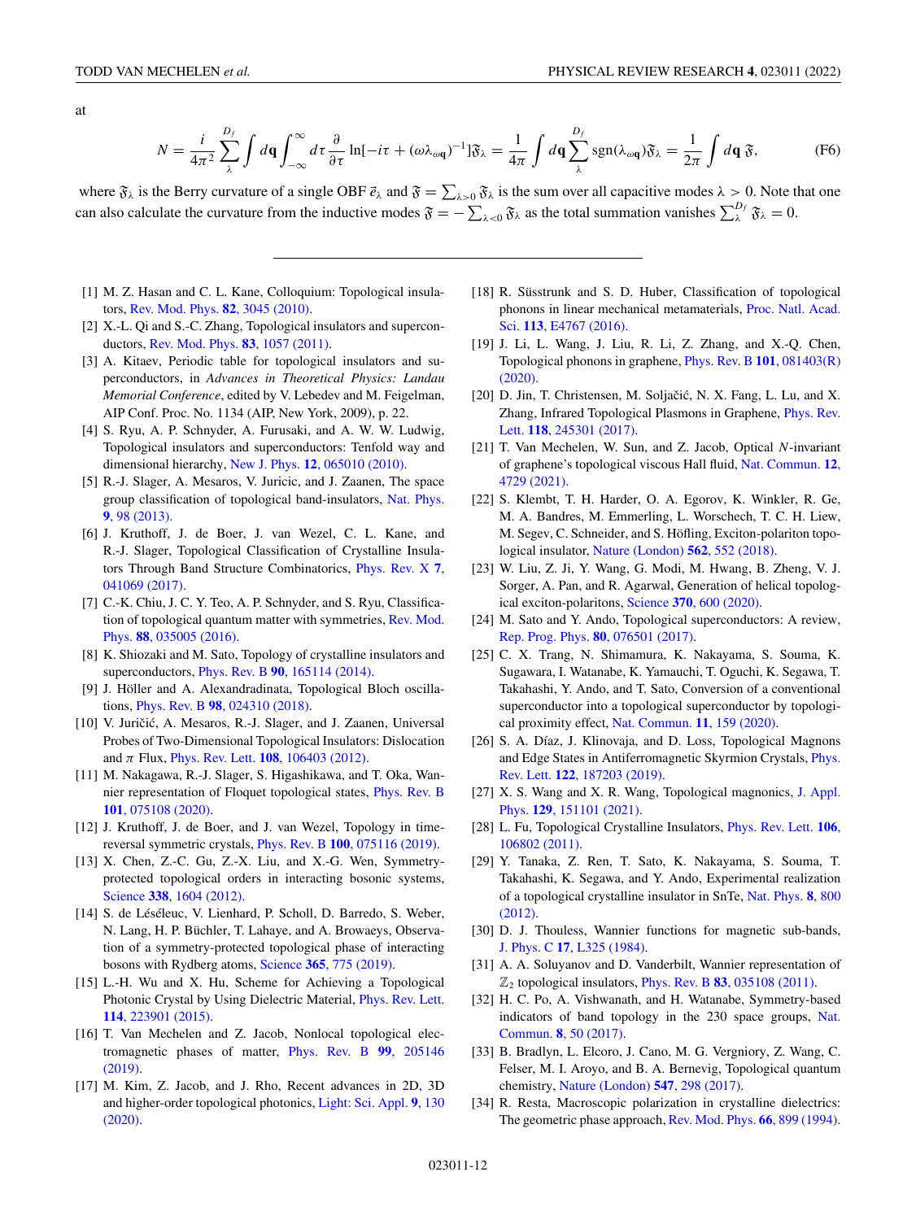at

$$N = \frac{i}{4\pi^2}\sum_{\lambda}^{D_f}\int d\mathbf{q}\int_{-\infty}^{\infty} d\tau \frac{\partial}{\partial \tau}\ln[-i\tau + (\omega\lambda_{\omega\mathbf{q}})^{-1}]\mathfrak{F}_\lambda = \frac{1}{4\pi}\int d\mathbf{q}\sum_{\lambda}^{D_f}\mathrm{sgn}(\lambda_{\omega\mathbf{q}})\mathfrak{F}_\lambda = \frac{1}{2\pi}\int d\mathbf{q}\,\mathfrak{F}, \tag{F6}$$

where $\mathfrak{F}_\lambda$ is the Berry curvature of a single OBF $\vec{e}_\lambda$ and $\mathfrak{F} = \sum_{\lambda>0}\mathfrak{F}_\lambda$ is the sum over all capacitive modes $\lambda > 0$. Note that one can also calculate the curvature from the inductive modes $\mathfrak{F} = -\sum_{\lambda<0}\mathfrak{F}_\lambda$ as the total summation vanishes $\sum_{\lambda}^{D_f}\mathfrak{F}_\lambda = 0$.

---

[1] M. Z. Hasan and C. L. Kane, Colloquium: Topological insulators, Rev. Mod. Phys. **82**, 3045 (2010).

[2] X.-L. Qi and S.-C. Zhang, Topological insulators and superconductors, Rev. Mod. Phys. **83**, 1057 (2011).

[3] A. Kitaev, Periodic table for topological insulators and superconductors, in *Advances in Theoretical Physics: Landau Memorial Conference*, edited by V. Lebedev and M. Feigelman, AIP Conf. Proc. No. 1134 (AIP, New York, 2009), p. 22.

[4] S. Ryu, A. P. Schnyder, A. Furusaki, and A. W. W. Ludwig, Topological insulators and superconductors: Tenfold way and dimensional hierarchy, New J. Phys. **12**, 065010 (2010).

[5] R.-J. Slager, A. Mesaros, V. Juricic, and J. Zaanen, The space group classification of topological band-insulators, Nat. Phys. **9**, 98 (2013).

[6] J. Kruthoff, J. de Boer, J. van Wezel, C. L. Kane, and R.-J. Slager, Topological Classification of Crystalline Insulators Through Band Structure Combinatorics, Phys. Rev. X **7**, 041069 (2017).

[7] C.-K. Chiu, J. C. Y. Teo, A. P. Schnyder, and S. Ryu, Classification of topological quantum matter with symmetries, Rev. Mod. Phys. **88**, 035005 (2016).

[8] K. Shiozaki and M. Sato, Topology of crystalline insulators and superconductors, Phys. Rev. B **90**, 165114 (2014).

[9] J. Höller and A. Alexandradinata, Topological Bloch oscillations, Phys. Rev. B **98**, 024310 (2018).

[10] V. Juričić, A. Mesaros, R.-J. Slager, and J. Zaanen, Universal Probes of Two-Dimensional Topological Insulators: Dislocation and $\pi$ Flux, Phys. Rev. Lett. **108**, 106403 (2012).

[11] M. Nakagawa, R.-J. Slager, S. Higashikawa, and T. Oka, Wannier representation of Floquet topological states, Phys. Rev. B **101**, 075108 (2020).

[12] J. Kruthoff, J. de Boer, and J. van Wezel, Topology in time-reversal symmetric crystals, Phys. Rev. B **100**, 075116 (2019).

[13] X. Chen, Z.-C. Gu, Z.-X. Liu, and X.-G. Wen, Symmetry-protected topological orders in interacting bosonic systems, Science **338**, 1604 (2012).

[14] S. de Léséleuc, V. Lienhard, P. Scholl, D. Barredo, S. Weber, N. Lang, H. P. Büchler, T. Lahaye, and A. Browaeys, Observation of a symmetry-protected topological phase of interacting bosons with Rydberg atoms, Science **365**, 775 (2019).

[15] L.-H. Wu and X. Hu, Scheme for Achieving a Topological Photonic Crystal by Using Dielectric Material, Phys. Rev. Lett. **114**, 223901 (2015).

[16] T. Van Mechelen and Z. Jacob, Nonlocal topological electromagnetic phases of matter, Phys. Rev. B **99**, 205146 (2019).

[17] M. Kim, Z. Jacob, and J. Rho, Recent advances in 2D, 3D and higher-order topological photonics, Light: Sci. Appl. **9**, 130 (2020).

[18] R. Süsstrunk and S. D. Huber, Classification of topological phonons in linear mechanical metamaterials, Proc. Natl. Acad. Sci. **113**, E4767 (2016).

[19] J. Li, L. Wang, J. Liu, R. Li, Z. Zhang, and X.-Q. Chen, Topological phonons in graphene, Phys. Rev. B **101**, 081403(R) (2020).

[20] D. Jin, T. Christensen, M. Soljačić, N. X. Fang, L. Lu, and X. Zhang, Infrared Topological Plasmons in Graphene, Phys. Rev. Lett. **118**, 245301 (2017).

[21] T. Van Mechelen, W. Sun, and Z. Jacob, Optical $N$-invariant of graphene's topological viscous Hall fluid, Nat. Commun. **12**, 4729 (2021).

[22] S. Klembt, T. H. Harder, O. A. Egorov, K. Winkler, R. Ge, M. A. Bandres, M. Emmerling, L. Worschech, T. C. H. Liew, M. Segev, C. Schneider, and S. Höfling, Exciton-polariton topological insulator, Nature (London) **562**, 552 (2018).

[23] W. Liu, Z. Ji, Y. Wang, G. Modi, M. Hwang, B. Zheng, V. J. Sorger, A. Pan, and R. Agarwal, Generation of helical topological exciton-polaritons, Science **370**, 600 (2020).

[24] M. Sato and Y. Ando, Topological superconductors: A review, Rep. Prog. Phys. **80**, 076501 (2017).

[25] C. X. Trang, N. Shimamura, K. Nakayama, S. Souma, K. Sugawara, I. Watanabe, K. Yamauchi, T. Oguchi, K. Segawa, T. Takahashi, Y. Ando, and T. Sato, Conversion of a conventional superconductor into a topological superconductor by topological proximity effect, Nat. Commun. **11**, 159 (2020).

[26] S. A. Díaz, J. Klinovaja, and D. Loss, Topological Magnons and Edge States in Antiferromagnetic Skyrmion Crystals, Phys. Rev. Lett. **122**, 187203 (2019).

[27] X. S. Wang and X. R. Wang, Topological magnonics, J. Appl. Phys. **129**, 151101 (2021).

[28] L. Fu, Topological Crystalline Insulators, Phys. Rev. Lett. **106**, 106802 (2011).

[29] Y. Tanaka, Z. Ren, T. Sato, K. Nakayama, S. Souma, T. Takahashi, K. Segawa, and Y. Ando, Experimental realization of a topological crystalline insulator in SnTe, Nat. Phys. **8**, 800 (2012).

[30] D. J. Thouless, Wannier functions for magnetic sub-bands, J. Phys. C **17**, L325 (1984).

[31] A. A. Soluyanov and D. Vanderbilt, Wannier representation of $\mathbb{Z}_2$ topological insulators, Phys. Rev. B **83**, 035108 (2011).

[32] H. C. Po, A. Vishwanath, and H. Watanabe, Symmetry-based indicators of band topology in the 230 space groups, Nat. Commun. **8**, 50 (2017).

[33] B. Bradlyn, L. Elcoro, J. Cano, M. G. Vergniory, Z. Wang, C. Felser, M. I. Aroyo, and B. A. Bernevig, Topological quantum chemistry, Nature (London) **547**, 298 (2017).

[34] R. Resta, Macroscopic polarization in crystalline dielectrics: The geometric phase approach, Rev. Mod. Phys. **66**, 899 (1994).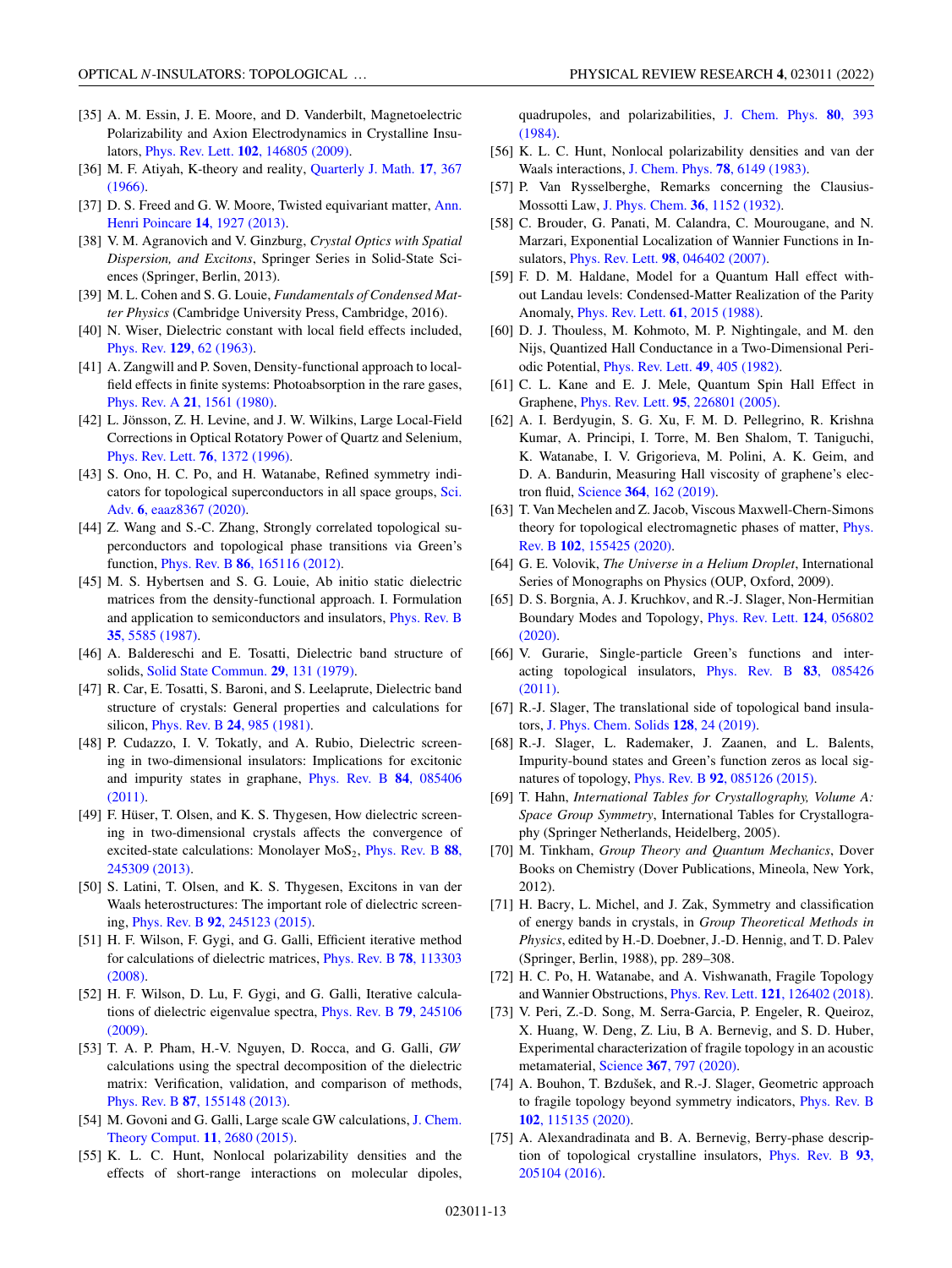[35] A. M. Essin, J. E. Moore, and D. Vanderbilt, Magnetoelectric Polarizability and Axion Electrodynamics in Crystalline Insulators, Phys. Rev. Lett. **102**, 146805 (2009).

[36] M. F. Atiyah, K-theory and reality, Quarterly J. Math. **17**, 367 (1966).

[37] D. S. Freed and G. W. Moore, Twisted equivariant matter, Ann. Henri Poincare **14**, 1927 (2013).

[38] V. M. Agranovich and V. Ginzburg, *Crystal Optics with Spatial Dispersion, and Excitons*, Springer Series in Solid-State Sciences (Springer, Berlin, 2013).

[39] M. L. Cohen and S. G. Louie, *Fundamentals of Condensed Matter Physics* (Cambridge University Press, Cambridge, 2016).

[40] N. Wiser, Dielectric constant with local field effects included, Phys. Rev. **129**, 62 (1963).

[41] A. Zangwill and P. Soven, Density-functional approach to local-field effects in finite systems: Photoabsorption in the rare gases, Phys. Rev. A **21**, 1561 (1980).

[42] L. Jönsson, Z. H. Levine, and J. W. Wilkins, Large Local-Field Corrections in Optical Rotatory Power of Quartz and Selenium, Phys. Rev. Lett. **76**, 1372 (1996).

[43] S. Ono, H. C. Po, and H. Watanabe, Refined symmetry indicators for topological superconductors in all space groups, Sci. Adv. **6**, eaaz8367 (2020).

[44] Z. Wang and S.-C. Zhang, Strongly correlated topological superconductors and topological phase transitions via Green's function, Phys. Rev. B **86**, 165116 (2012).

[45] M. S. Hybertsen and S. G. Louie, Ab initio static dielectric matrices from the density-functional approach. I. Formulation and application to semiconductors and insulators, Phys. Rev. B **35**, 5585 (1987).

[46] A. Baldereschi and E. Tosatti, Dielectric band structure of solids, Solid State Commun. **29**, 131 (1979).

[47] R. Car, E. Tosatti, S. Baroni, and S. Leelaprute, Dielectric band structure of crystals: General properties and calculations for silicon, Phys. Rev. B **24**, 985 (1981).

[48] P. Cudazzo, I. V. Tokatly, and A. Rubio, Dielectric screening in two-dimensional insulators: Implications for excitonic and impurity states in graphene, Phys. Rev. B **84**, 085406 (2011).

[49] F. Hüser, T. Olsen, and K. S. Thygesen, How dielectric screening in two-dimensional crystals affects the convergence of excited-state calculations: Monolayer $MoS_2$, Phys. Rev. B **88**, 245309 (2013).

[50] S. Latini, T. Olsen, and K. S. Thygesen, Excitons in van der Waals heterostructures: The important role of dielectric screening, Phys. Rev. B **92**, 245123 (2015).

[51] H. F. Wilson, F. Gygi, and G. Galli, Efficient iterative method for calculations of dielectric matrices, Phys. Rev. B **78**, 113303 (2008).

[52] H. F. Wilson, D. Lu, F. Gygi, and G. Galli, Iterative calculations of dielectric eigenvalue spectra, Phys. Rev. B **79**, 245106 (2009).

[53] T. A. P. Pham, H.-V. Nguyen, D. Rocca, and G. Galli, *GW* calculations using the spectral decomposition of the dielectric matrix: Verification, validation, and comparison of methods, Phys. Rev. B **87**, 155148 (2013).

[54] M. Govoni and G. Galli, Large scale GW calculations, J. Chem. Theory Comput. **11**, 2680 (2015).

[55] K. L. C. Hunt, Nonlocal polarizability densities and the effects of short-range interactions on molecular dipoles, quadrupoles, and polarizabilities, J. Chem. Phys. **80**, 393 (1984).

[56] K. L. C. Hunt, Nonlocal polarizability densities and van der Waals interactions, J. Chem. Phys. **78**, 6149 (1983).

[57] P. Van Rysselberghe, Remarks concerning the Clausius-Mossotti Law, J. Phys. Chem. **36**, 1152 (1932).

[58] C. Brouder, G. Panati, M. Calandra, C. Mourougane, and N. Marzari, Exponential Localization of Wannier Functions in Insulators, Phys. Rev. Lett. **98**, 046402 (2007).

[59] F. D. M. Haldane, Model for a Quantum Hall effect without Landau levels: Condensed-Matter Realization of the Parity Anomaly, Phys. Rev. Lett. **61**, 2015 (1988).

[60] D. J. Thouless, M. Kohmoto, M. P. Nightingale, and M. den Nijs, Quantized Hall Conductance in a Two-Dimensional Periodic Potential, Phys. Rev. Lett. **49**, 405 (1982).

[61] C. L. Kane and E. J. Mele, Quantum Spin Hall Effect in Graphene, Phys. Rev. Lett. **95**, 226801 (2005).

[62] A. I. Berdyugin, S. G. Xu, F. M. D. Pellegrino, R. Krishna Kumar, A. Principi, I. Torre, M. Ben Shalom, T. Taniguchi, K. Watanabe, I. V. Grigorieva, M. Polini, A. K. Geim, and D. A. Bandurin, Measuring Hall viscosity of graphene's electron fluid, Science **364**, 162 (2019).

[63] T. Van Mechelen and Z. Jacob, Viscous Maxwell-Chern-Simons theory for topological electromagnetic phases of matter, Phys. Rev. B **102**, 155425 (2020).

[64] G. E. Volovik, *The Universe in a Helium Droplet*, International Series of Monographs on Physics (OUP, Oxford, 2009).

[65] D. S. Borgnia, A. J. Kruchkov, and R.-J. Slager, Non-Hermitian Boundary Modes and Topology, Phys. Rev. Lett. **124**, 056802 (2020).

[66] V. Gurarie, Single-particle Green's functions and interacting topological insulators, Phys. Rev. B **83**, 085426 (2011).

[67] R.-J. Slager, The translational side of topological band insulators, J. Phys. Chem. Solids **128**, 24 (2019).

[68] R.-J. Slager, L. Rademaker, J. Zaanen, and L. Balents, Impurity-bound states and Green's function zeros as local signatures of topology, Phys. Rev. B **92**, 085126 (2015).

[69] T. Hahn, *International Tables for Crystallography, Volume A: Space Group Symmetry*, International Tables for Crystallography (Springer Netherlands, Heidelberg, 2005).

[70] M. Tinkham, *Group Theory and Quantum Mechanics*, Dover Books on Chemistry (Dover Publications, Mineola, New York, 2012).

[71] H. Bacry, L. Michel, and J. Zak, Symmetry and classification of energy bands in crystals, in *Group Theoretical Methods in Physics*, edited by H.-D. Doebner, J.-D. Hennig, and T. D. Palev (Springer, Berlin, 1988), pp. 289–308.

[72] H. C. Po, H. Watanabe, and A. Vishwanath, Fragile Topology and Wannier Obstructions, Phys. Rev. Lett. **121**, 126402 (2018).

[73] V. Peri, Z.-D. Song, M. Serra-Garcia, P. Engeler, R. Queiroz, X. Huang, W. Deng, Z. Liu, B A. Bernevig, and S. D. Huber, Experimental characterization of fragile topology in an acoustic metamaterial, Science **367**, 797 (2020).

[74] A. Bouhon, T. Bzdušek, and R.-J. Slager, Geometric approach to fragile topology beyond symmetry indicators, Phys. Rev. B **102**, 115135 (2020).

[75] A. Alexandradinata and B. A. Bernevig, Berry-phase description of topological crystalline insulators, Phys. Rev. B **93**, 205104 (2016).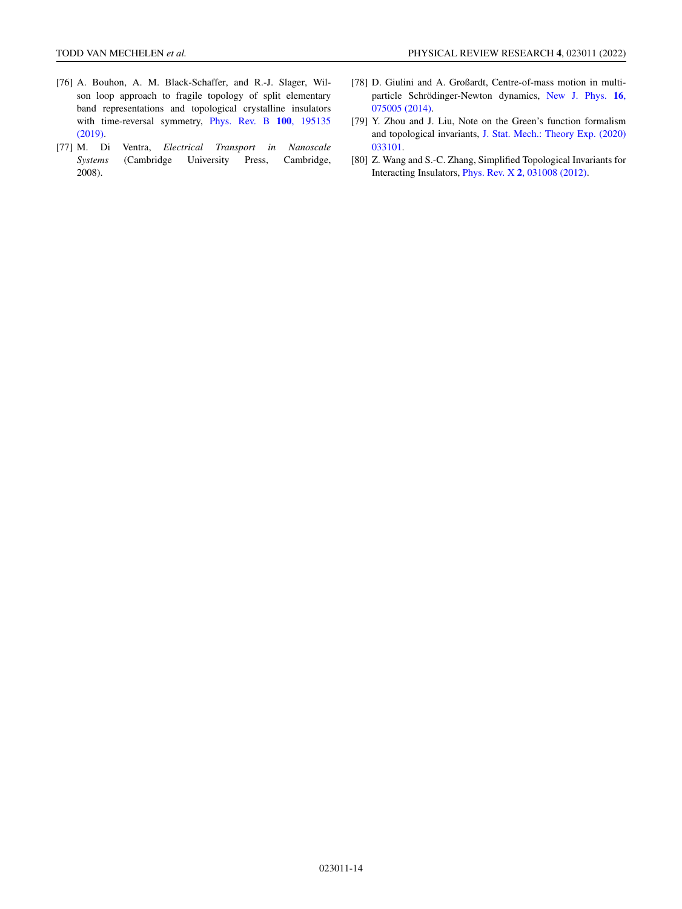[76] A. Bouhon, A. M. Black-Schaffer, and R.-J. Slager, Wilson loop approach to fragile topology of split elementary band representations and topological crystalline insulators with time-reversal symmetry, Phys. Rev. B **100**, 195135 (2019).

[77] M. Di Ventra, *Electrical Transport in Nanoscale Systems* (Cambridge University Press, Cambridge, 2008).

[78] D. Giulini and A. Großardt, Centre-of-mass motion in multi-particle Schrödinger-Newton dynamics, New J. Phys. **16**, 075005 (2014).

[79] Y. Zhou and J. Liu, Note on the Green's function formalism and topological invariants, J. Stat. Mech.: Theory Exp. (2020) 033101.

[80] Z. Wang and S.-C. Zhang, Simplified Topological Invariants for Interacting Insulators, Phys. Rev. X **2**, 031008 (2012).